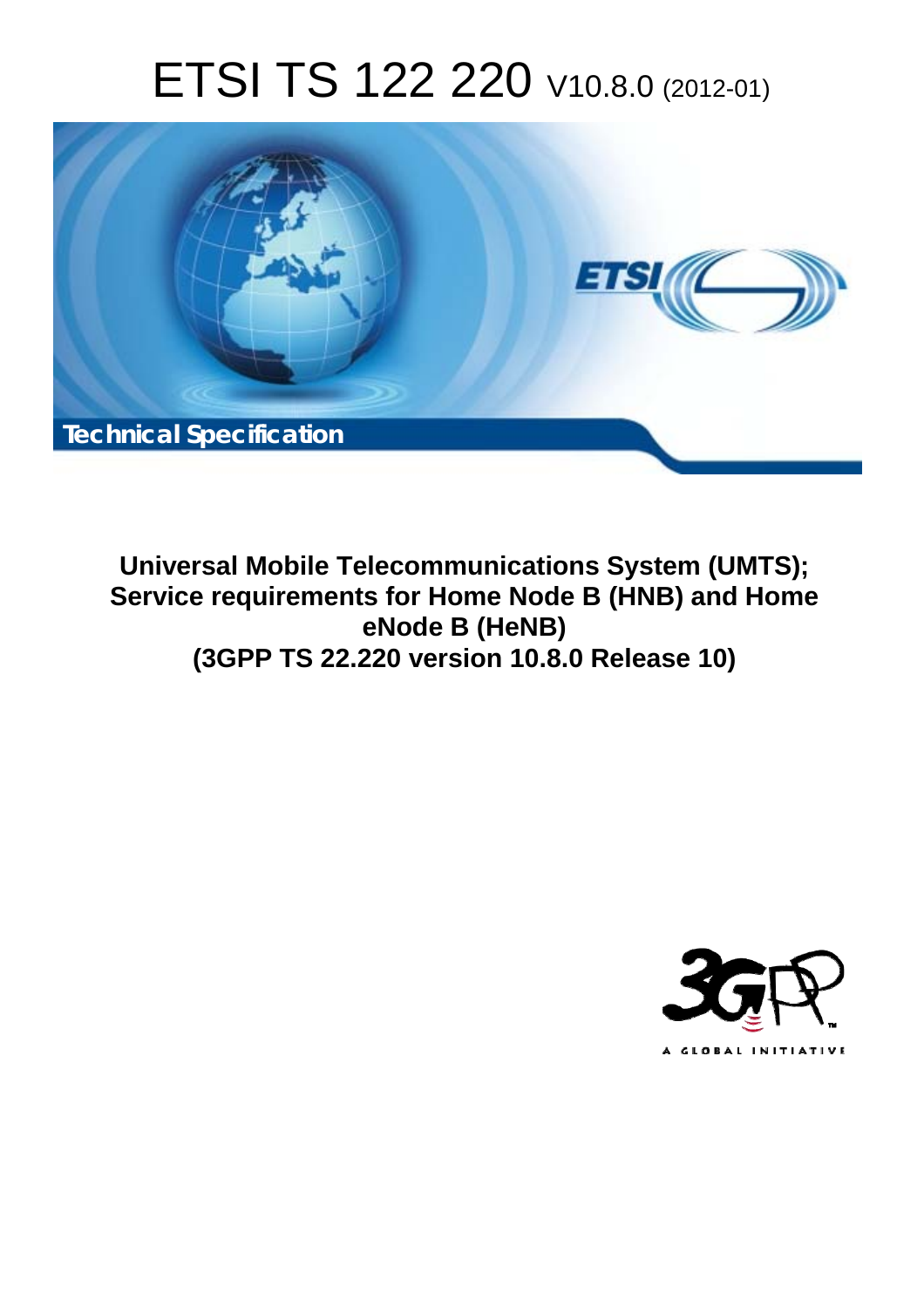# ETSI TS 122 220 V10.8.0 (2012-01)

Technical Specification

**Universal Mobile Telecommunications System (UMTS); Service requirements for Home Node B (HNB) and Home eNode B (HeNB) (3GPP TS 22.220 version 10.8.0 Release 10)**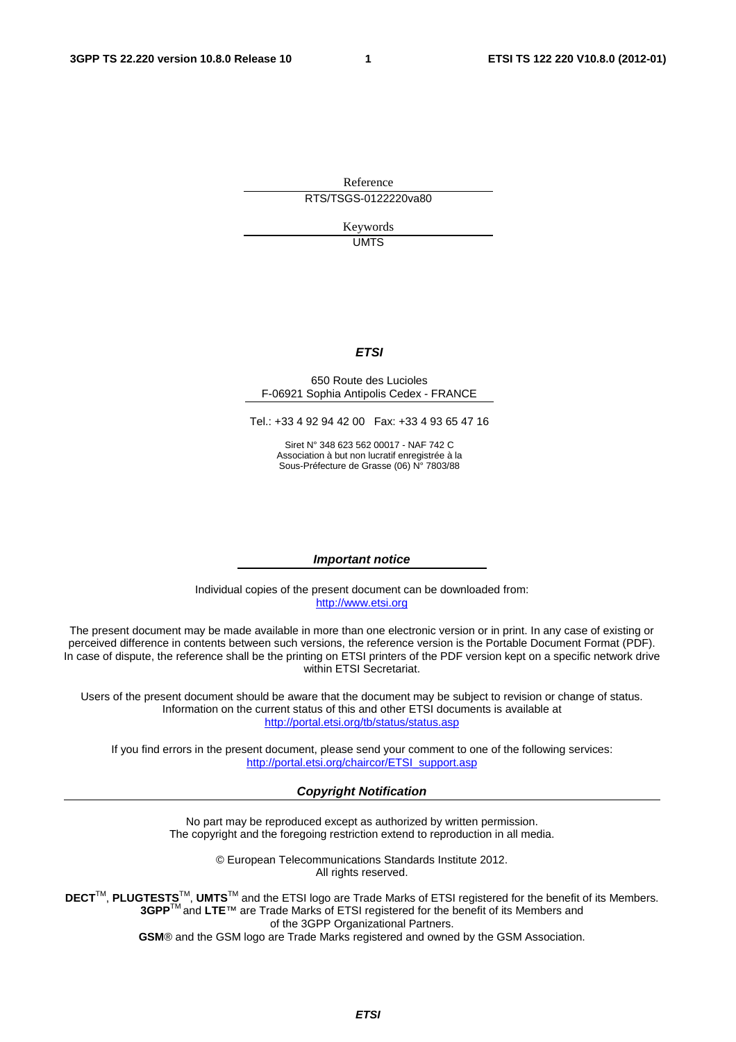Reference

RTS/TSGS-0122220va80

Keywords

UMTS

***ETSI***

650 Route des Lucioles
F-06921 Sophia Antipolis Cedex - FRANCE

Tel.: +33 4 92 94 42 00 Fax: +33 4 93 65 47 16

Siret N° 348 623 562 00017 - NAF 742 C
Association à but non lucratif enregistrée à la
Sous-Préfecture de Grasse (06) N° 7803/88

***Important notice***

Individual copies of the present document can be downloaded from:
http://www.etsi.org

The present document may be made available in more than one electronic version or in print. In any case of existing or perceived difference in contents between such versions, the reference version is the Portable Document Format (PDF). In case of dispute, the reference shall be the printing on ETSI printers of the PDF version kept on a specific network drive within ETSI Secretariat.

Users of the present document should be aware that the document may be subject to revision or change of status. Information on the current status of this and other ETSI documents is available at
http://portal.etsi.org/tb/status/status.asp

If you find errors in the present document, please send your comment to one of the following services:
http://portal.etsi.org/chaircor/ETSI_support.asp

***Copyright Notification***

No part may be reproduced except as authorized by written permission.
The copyright and the foregoing restriction extend to reproduction in all media.

© European Telecommunications Standards Institute 2012.
All rights reserved.

**DECT**™, **PLUGTESTS**™, **UMTS**™ and the ETSI logo are Trade Marks of ETSI registered for the benefit of its Members.
**3GPP**™ and **LTE**™ are Trade Marks of ETSI registered for the benefit of its Members and of the 3GPP Organizational Partners.
**GSM**® and the GSM logo are Trade Marks registered and owned by the GSM Association.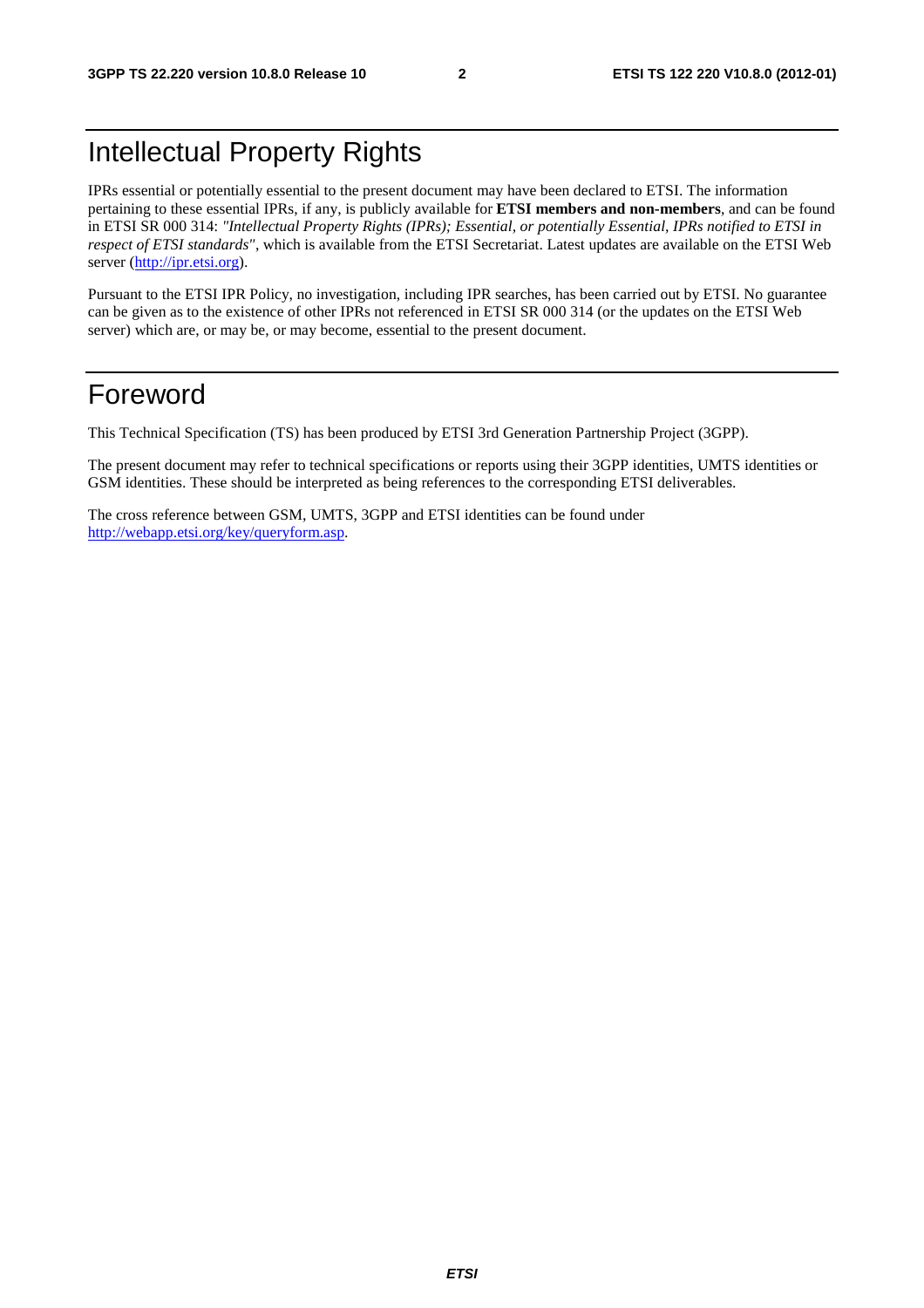# Intellectual Property Rights

IPRs essential or potentially essential to the present document may have been declared to ETSI. The information pertaining to these essential IPRs, if any, is publicly available for **ETSI members and non-members**, and can be found in ETSI SR 000 314: *"Intellectual Property Rights (IPRs); Essential, or potentially Essential, IPRs notified to ETSI in respect of ETSI standards"*, which is available from the ETSI Secretariat. Latest updates are available on the ETSI Web server (http://ipr.etsi.org).

Pursuant to the ETSI IPR Policy, no investigation, including IPR searches, has been carried out by ETSI. No guarantee can be given as to the existence of other IPRs not referenced in ETSI SR 000 314 (or the updates on the ETSI Web server) which are, or may be, or may become, essential to the present document.

# Foreword

This Technical Specification (TS) has been produced by ETSI 3rd Generation Partnership Project (3GPP).

The present document may refer to technical specifications or reports using their 3GPP identities, UMTS identities or GSM identities. These should be interpreted as being references to the corresponding ETSI deliverables.

The cross reference between GSM, UMTS, 3GPP and ETSI identities can be found under http://webapp.etsi.org/key/queryform.asp.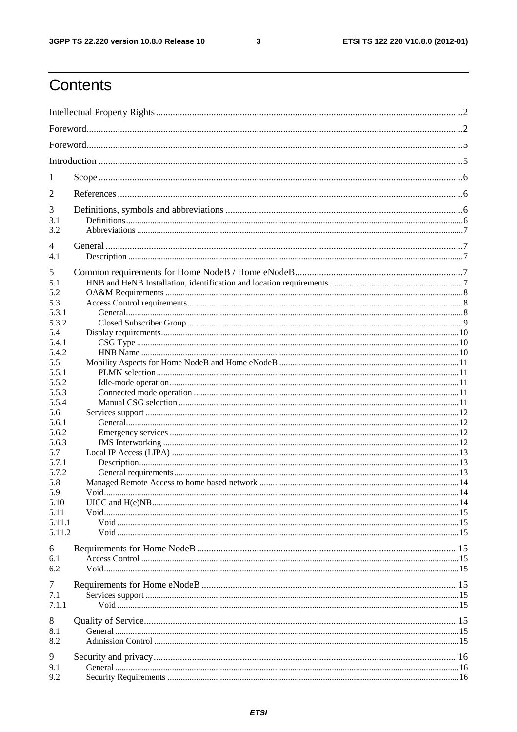# Contents

Intellectual Property Rights ..... 2

Foreword ..... 2

Foreword ..... 5

Introduction ..... 5

1 Scope ..... 6

2 References ..... 6

3 Definitions, symbols and abbreviations ..... 6

3.1 Definitions ..... 6

3.2 Abbreviations ..... 7

4 General ..... 7

4.1 Description ..... 7

5 Common requirements for Home NodeB / Home eNodeB ..... 7

5.1 HNB and HeNB Installation, identification and location requirements ..... 7

5.2 OA&M Requirements ..... 8

5.3 Access Control requirements ..... 8

5.3.1 General ..... 8

5.3.2 Closed Subscriber Group ..... 9

5.4 Display requirements ..... 10

5.4.1 CSG Type ..... 10

5.4.2 HNB Name ..... 10

5.5 Mobility Aspects for Home NodeB and Home eNodeB ..... 11

5.5.1 PLMN selection ..... 11

5.5.2 Idle-mode operation ..... 11

5.5.3 Connected mode operation ..... 11

5.5.4 Manual CSG selection ..... 11

5.6 Services support ..... 12

5.6.1 General ..... 12

5.6.2 Emergency services ..... 12

5.6.3 IMS Interworking ..... 12

5.7 Local IP Access (LIPA) ..... 13

5.7.1 Description ..... 13

5.7.2 General requirements ..... 13

5.8 Managed Remote Access to home based network ..... 14

5.9 Void ..... 14

5.10 UICC and H(e)NB ..... 14

5.11 Void ..... 15

5.11.1 Void ..... 15

5.11.2 Void ..... 15

6 Requirements for Home NodeB ..... 15

6.1 Access Control ..... 15

6.2 Void ..... 15

7 Requirements for Home eNodeB ..... 15

7.1 Services support ..... 15

7.1.1 Void ..... 15

8 Quality of Service ..... 15

8.1 General ..... 15

8.2 Admission Control ..... 15

9 Security and privacy ..... 16

9.1 General ..... 16

9.2 Security Requirements ..... 16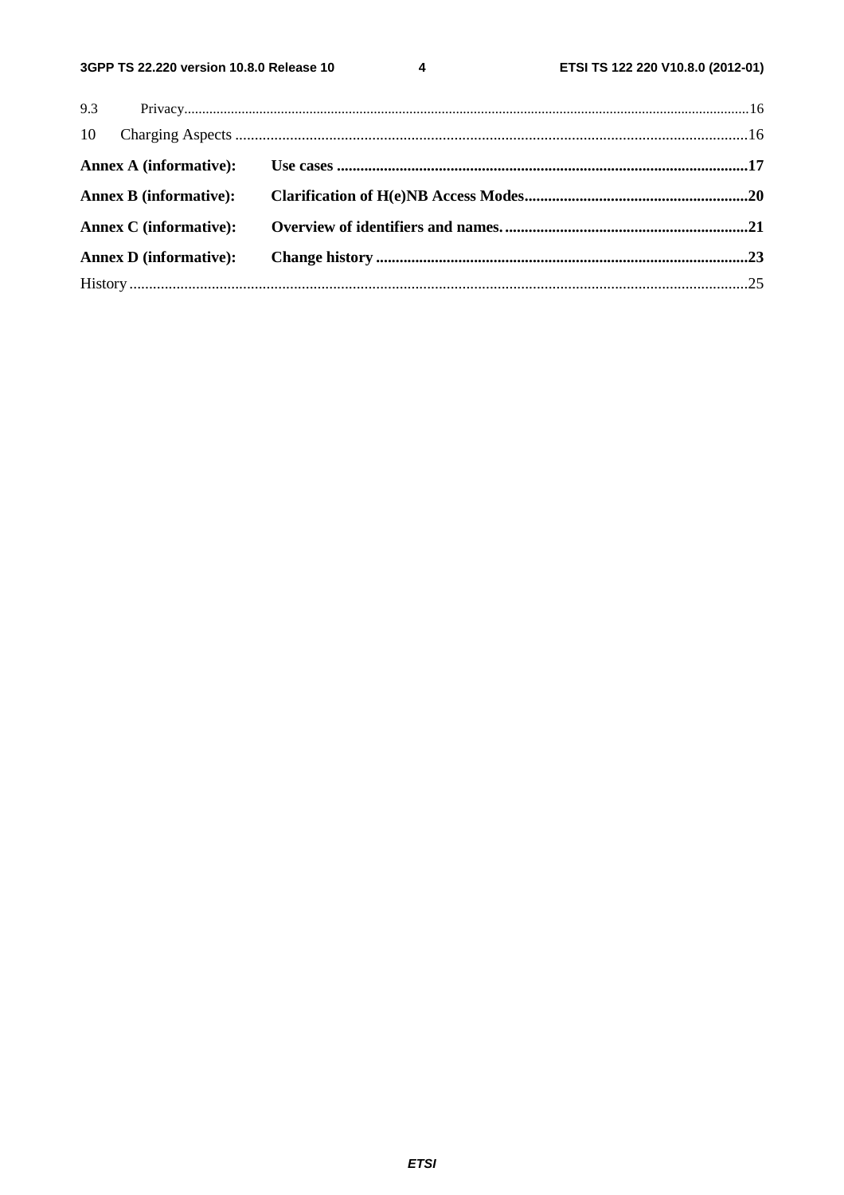9.3 Privacy....................................................................................................................................................................16

10 Charging Aspects .........................................................................................................................................16

**Annex A (informative): Use cases .........................................................................................................17**

**Annex B (informative): Clarification of H(e)NB Access Modes..........................................................20**

**Annex C (informative): Overview of identifiers and names. ..............................................................21**

**Annex D (informative): Change history ...............................................................................................23**

History ..............................................................................................................................................................25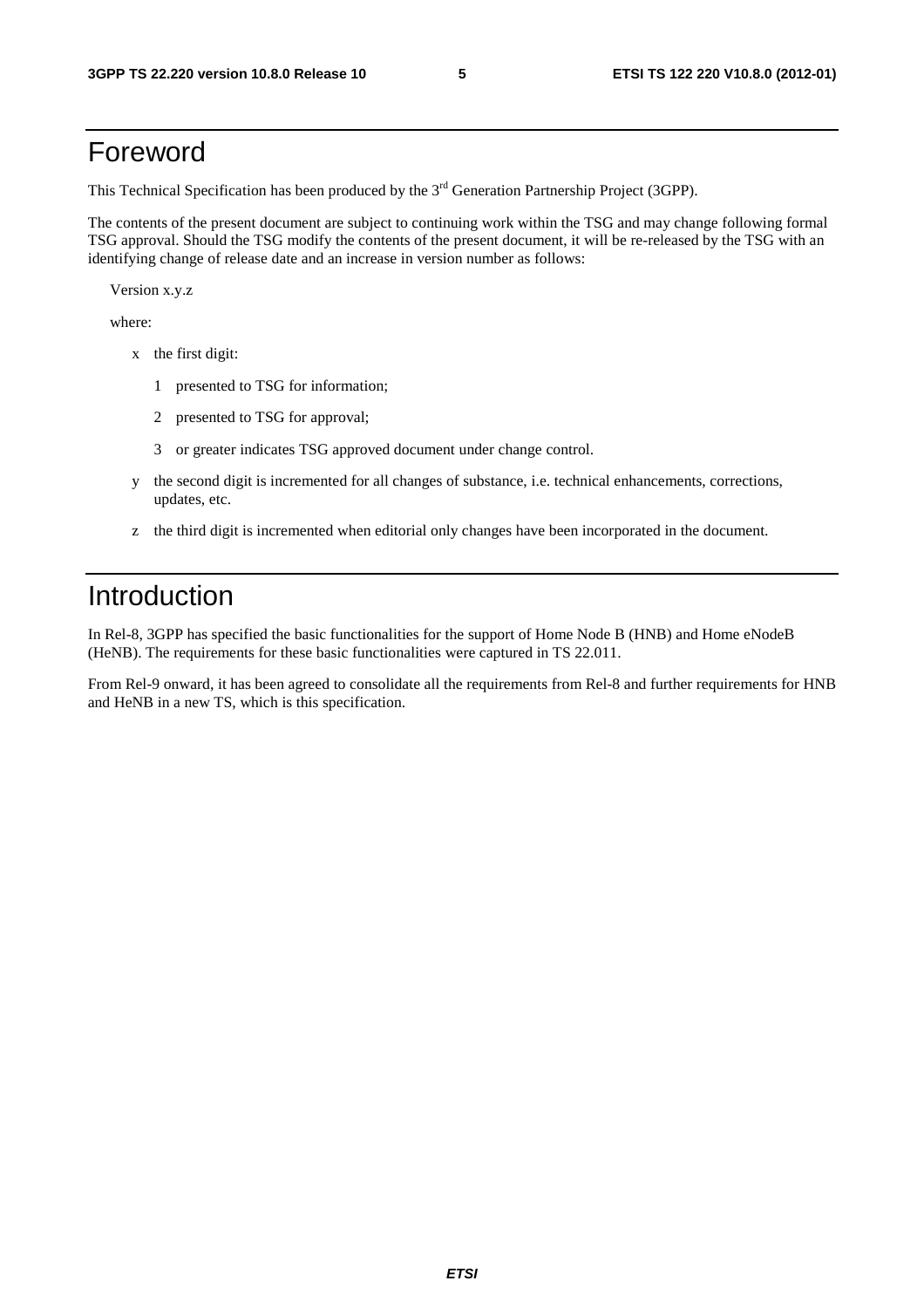# Foreword

This Technical Specification has been produced by the 3rd Generation Partnership Project (3GPP).

The contents of the present document are subject to continuing work within the TSG and may change following formal TSG approval. Should the TSG modify the contents of the present document, it will be re-released by the TSG with an identifying change of release date and an increase in version number as follows:

Version x.y.z

where:

- x the first digit:
  - 1 presented to TSG for information;
  - 2 presented to TSG for approval;
  - 3 or greater indicates TSG approved document under change control.
- y the second digit is incremented for all changes of substance, i.e. technical enhancements, corrections, updates, etc.
- z the third digit is incremented when editorial only changes have been incorporated in the document.

# Introduction

In Rel-8, 3GPP has specified the basic functionalities for the support of Home Node B (HNB) and Home eNodeB (HeNB). The requirements for these basic functionalities were captured in TS 22.011.

From Rel-9 onward, it has been agreed to consolidate all the requirements from Rel-8 and further requirements for HNB and HeNB in a new TS, which is this specification.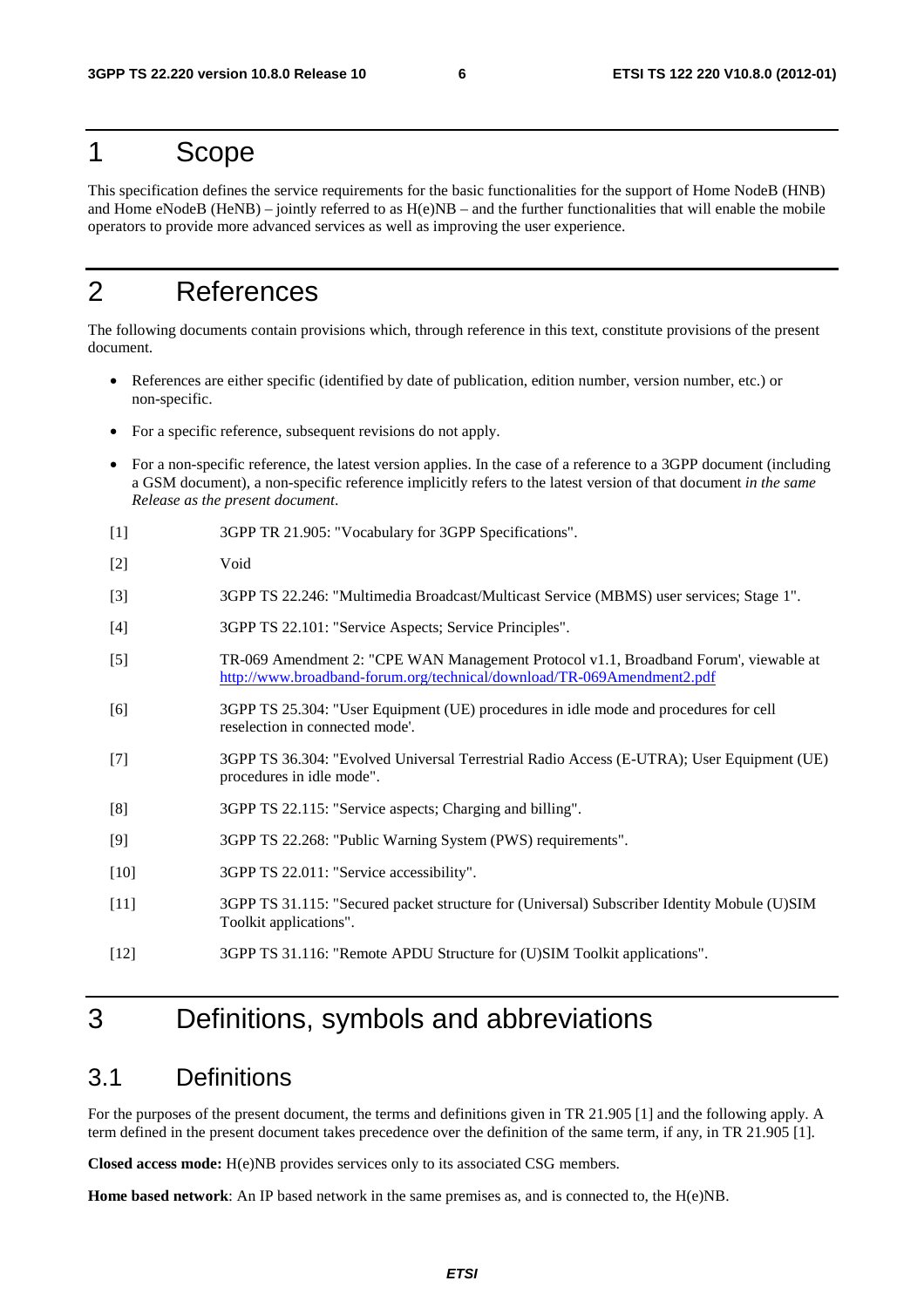# 1 Scope

This specification defines the service requirements for the basic functionalities for the support of Home NodeB (HNB) and Home eNodeB (HeNB) – jointly referred to as H(e)NB – and the further functionalities that will enable the mobile operators to provide more advanced services as well as improving the user experience.

# 2 References

The following documents contain provisions which, through reference in this text, constitute provisions of the present document.

- References are either specific (identified by date of publication, edition number, version number, etc.) or non-specific.
- For a specific reference, subsequent revisions do not apply.
- For a non-specific reference, the latest version applies. In the case of a reference to a 3GPP document (including a GSM document), a non-specific reference implicitly refers to the latest version of that document *in the same Release as the present document*.

[1] 3GPP TR 21.905: "Vocabulary for 3GPP Specifications".

[2] Void

[3] 3GPP TS 22.246: "Multimedia Broadcast/Multicast Service (MBMS) user services; Stage 1".

[4] 3GPP TS 22.101: "Service Aspects; Service Principles".

[5] TR-069 Amendment 2: "CPE WAN Management Protocol v1.1, Broadband Forum', viewable at http://www.broadband-forum.org/technical/download/TR-069Amendment2.pdf

[6] 3GPP TS 25.304: "User Equipment (UE) procedures in idle mode and procedures for cell reselection in connected mode'.

[7] 3GPP TS 36.304: "Evolved Universal Terrestrial Radio Access (E-UTRA); User Equipment (UE) procedures in idle mode".

[8] 3GPP TS 22.115: "Service aspects; Charging and billing".

[9] 3GPP TS 22.268: "Public Warning System (PWS) requirements".

[10] 3GPP TS 22.011: "Service accessibility".

[11] 3GPP TS 31.115: "Secured packet structure for (Universal) Subscriber Identity Mobule (U)SIM Toolkit applications".

[12] 3GPP TS 31.116: "Remote APDU Structure for (U)SIM Toolkit applications".

# 3 Definitions, symbols and abbreviations

## 3.1 Definitions

For the purposes of the present document, the terms and definitions given in TR 21.905 [1] and the following apply. A term defined in the present document takes precedence over the definition of the same term, if any, in TR 21.905 [1].

**Closed access mode:** H(e)NB provides services only to its associated CSG members.

**Home based network**: An IP based network in the same premises as, and is connected to, the H(e)NB.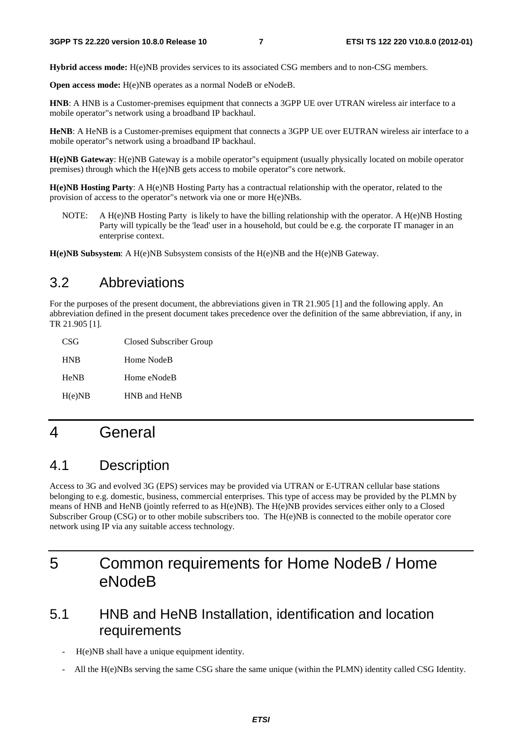**Hybrid access mode:** H(e)NB provides services to its associated CSG members and to non-CSG members.

**Open access mode:** H(e)NB operates as a normal NodeB or eNodeB.

**HNB**: A HNB is a Customer-premises equipment that connects a 3GPP UE over UTRAN wireless air interface to a mobile operator"s network using a broadband IP backhaul.

**HeNB**: A HeNB is a Customer-premises equipment that connects a 3GPP UE over EUTRAN wireless air interface to a mobile operator"s network using a broadband IP backhaul.

**H(e)NB Gateway**: H(e)NB Gateway is a mobile operator"s equipment (usually physically located on mobile operator premises) through which the H(e)NB gets access to mobile operator"s core network.

**H(e)NB Hosting Party**: A H(e)NB Hosting Party has a contractual relationship with the operator, related to the provision of access to the operator"s network via one or more H(e)NBs.

NOTE: A H(e)NB Hosting Party is likely to have the billing relationship with the operator. A H(e)NB Hosting Party will typically be the 'lead' user in a household, but could be e.g. the corporate IT manager in an enterprise context.

**H(e)NB Subsystem**: A H(e)NB Subsystem consists of the H(e)NB and the H(e)NB Gateway.

## 3.2 Abbreviations

For the purposes of the present document, the abbreviations given in TR 21.905 [1] and the following apply. An abbreviation defined in the present document takes precedence over the definition of the same abbreviation, if any, in TR 21.905 [1].

| | |
|---|---|
| CSG | Closed Subscriber Group |
| HNB | Home NodeB |
| HeNB | Home eNodeB |
| H(e)NB | HNB and HeNB |

# 4 General

## 4.1 Description

Access to 3G and evolved 3G (EPS) services may be provided via UTRAN or E-UTRAN cellular base stations belonging to e.g. domestic, business, commercial enterprises. This type of access may be provided by the PLMN by means of HNB and HeNB (jointly referred to as H(e)NB). The H(e)NB provides services either only to a Closed Subscriber Group (CSG) or to other mobile subscribers too. The H(e)NB is connected to the mobile operator core network using IP via any suitable access technology.

# 5 Common requirements for Home NodeB / Home eNodeB

## 5.1 HNB and HeNB Installation, identification and location requirements

- H(e)NB shall have a unique equipment identity.
- All the H(e)NBs serving the same CSG share the same unique (within the PLMN) identity called CSG Identity.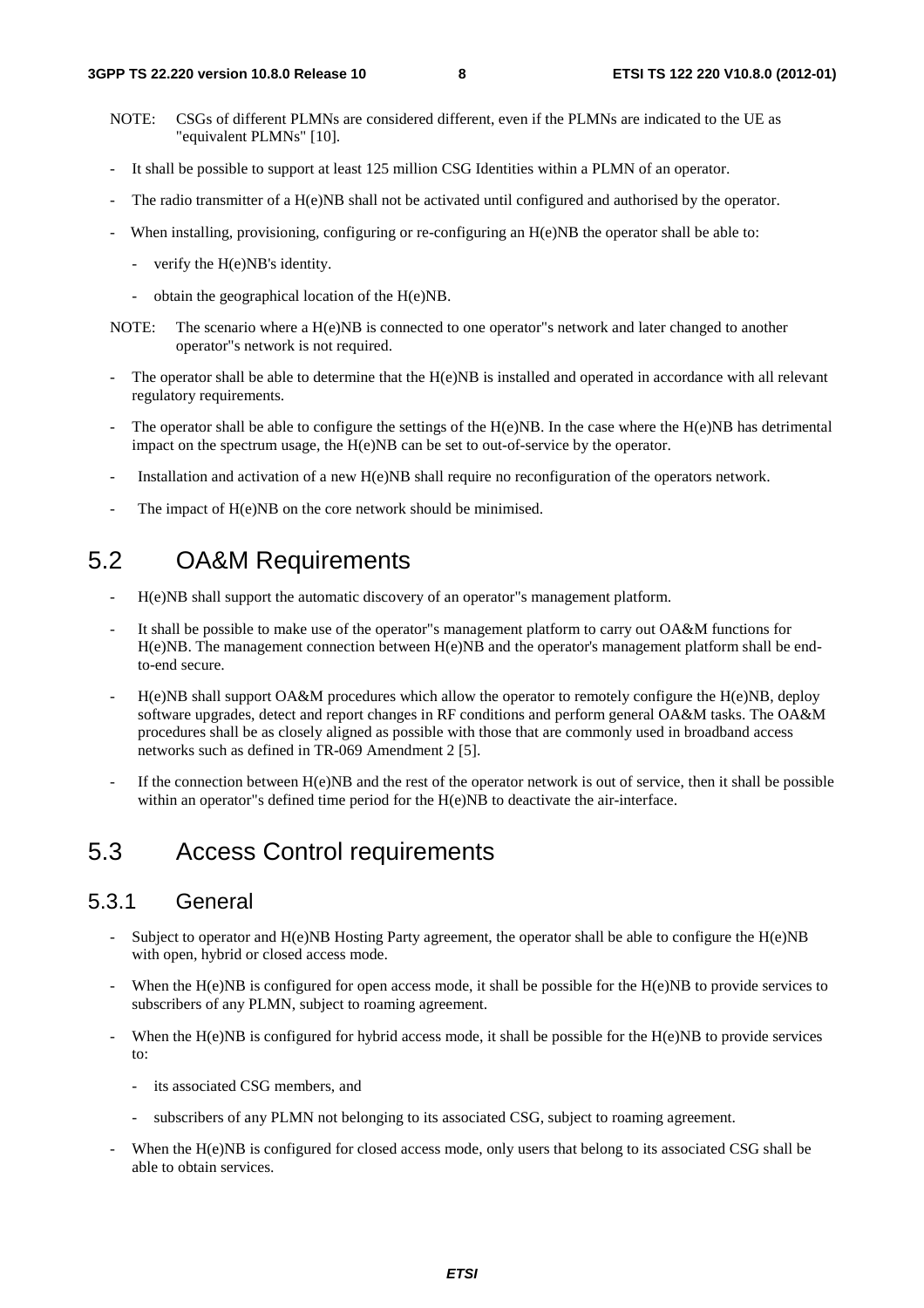NOTE: CSGs of different PLMNs are considered different, even if the PLMNs are indicated to the UE as "equivalent PLMNs" [10].

- It shall be possible to support at least 125 million CSG Identities within a PLMN of an operator.
- The radio transmitter of a H(e)NB shall not be activated until configured and authorised by the operator.
- When installing, provisioning, configuring or re-configuring an H(e)NB the operator shall be able to:
  - verify the H(e)NB's identity.
  - obtain the geographical location of the H(e)NB.

NOTE: The scenario where a H(e)NB is connected to one operator"s network and later changed to another operator"s network is not required.

- The operator shall be able to determine that the H(e)NB is installed and operated in accordance with all relevant regulatory requirements.
- The operator shall be able to configure the settings of the H(e)NB. In the case where the H(e)NB has detrimental impact on the spectrum usage, the H(e)NB can be set to out-of-service by the operator.
- Installation and activation of a new H(e)NB shall require no reconfiguration of the operators network.
- The impact of H(e)NB on the core network should be minimised.

## 5.2 OA&M Requirements

- H(e)NB shall support the automatic discovery of an operator"s management platform.
- It shall be possible to make use of the operator"s management platform to carry out OA&M functions for H(e)NB. The management connection between H(e)NB and the operator's management platform shall be end-to-end secure.
- H(e)NB shall support OA&M procedures which allow the operator to remotely configure the H(e)NB, deploy software upgrades, detect and report changes in RF conditions and perform general OA&M tasks. The OA&M procedures shall be as closely aligned as possible with those that are commonly used in broadband access networks such as defined in TR-069 Amendment 2 [5].
- If the connection between H(e)NB and the rest of the operator network is out of service, then it shall be possible within an operator"s defined time period for the H(e)NB to deactivate the air-interface.

## 5.3 Access Control requirements

### 5.3.1 General

- Subject to operator and H(e)NB Hosting Party agreement, the operator shall be able to configure the H(e)NB with open, hybrid or closed access mode.
- When the H(e)NB is configured for open access mode, it shall be possible for the H(e)NB to provide services to subscribers of any PLMN, subject to roaming agreement.
- When the H(e)NB is configured for hybrid access mode, it shall be possible for the H(e)NB to provide services to:
  - its associated CSG members, and
  - subscribers of any PLMN not belonging to its associated CSG, subject to roaming agreement.
- When the H(e)NB is configured for closed access mode, only users that belong to its associated CSG shall be able to obtain services.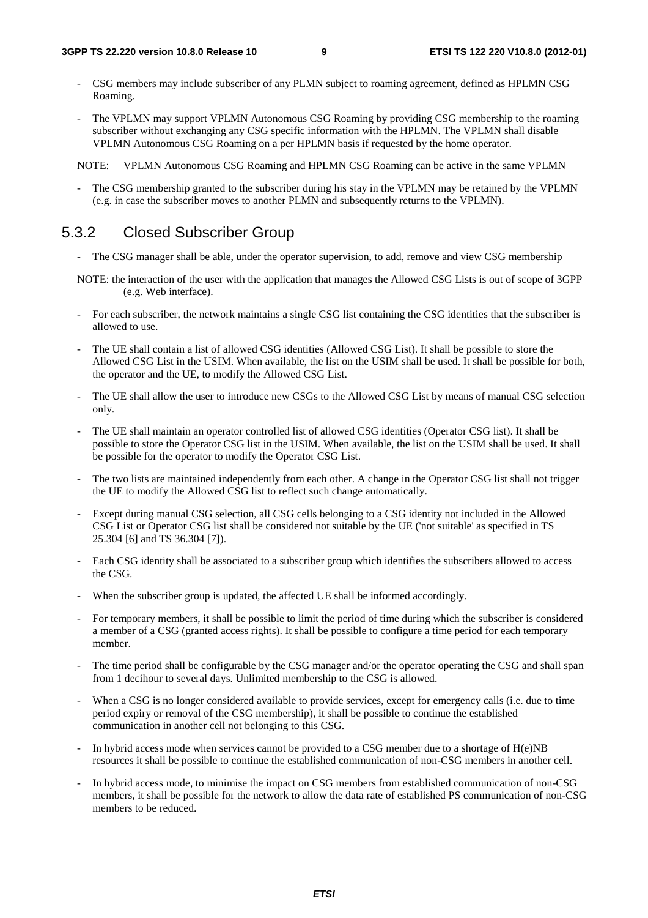- CSG members may include subscriber of any PLMN subject to roaming agreement, defined as HPLMN CSG Roaming.
- The VPLMN may support VPLMN Autonomous CSG Roaming by providing CSG membership to the roaming subscriber without exchanging any CSG specific information with the HPLMN. The VPLMN shall disable VPLMN Autonomous CSG Roaming on a per HPLMN basis if requested by the home operator.

NOTE: VPLMN Autonomous CSG Roaming and HPLMN CSG Roaming can be active in the same VPLMN

- The CSG membership granted to the subscriber during his stay in the VPLMN may be retained by the VPLMN (e.g. in case the subscriber moves to another PLMN and subsequently returns to the VPLMN).

### 5.3.2 Closed Subscriber Group

- The CSG manager shall be able, under the operator supervision, to add, remove and view CSG membership

NOTE: the interaction of the user with the application that manages the Allowed CSG Lists is out of scope of 3GPP (e.g. Web interface).

- For each subscriber, the network maintains a single CSG list containing the CSG identities that the subscriber is allowed to use.
- The UE shall contain a list of allowed CSG identities (Allowed CSG List). It shall be possible to store the Allowed CSG List in the USIM. When available, the list on the USIM shall be used. It shall be possible for both, the operator and the UE, to modify the Allowed CSG List.
- The UE shall allow the user to introduce new CSGs to the Allowed CSG List by means of manual CSG selection only.
- The UE shall maintain an operator controlled list of allowed CSG identities (Operator CSG list). It shall be possible to store the Operator CSG list in the USIM. When available, the list on the USIM shall be used. It shall be possible for the operator to modify the Operator CSG List.
- The two lists are maintained independently from each other. A change in the Operator CSG list shall not trigger the UE to modify the Allowed CSG list to reflect such change automatically.
- Except during manual CSG selection, all CSG cells belonging to a CSG identity not included in the Allowed CSG List or Operator CSG list shall be considered not suitable by the UE ('not suitable' as specified in TS 25.304 [6] and TS 36.304 [7]).
- Each CSG identity shall be associated to a subscriber group which identifies the subscribers allowed to access the CSG.
- When the subscriber group is updated, the affected UE shall be informed accordingly.
- For temporary members, it shall be possible to limit the period of time during which the subscriber is considered a member of a CSG (granted access rights). It shall be possible to configure a time period for each temporary member.
- The time period shall be configurable by the CSG manager and/or the operator operating the CSG and shall span from 1 decihour to several days. Unlimited membership to the CSG is allowed.
- When a CSG is no longer considered available to provide services, except for emergency calls (i.e. due to time period expiry or removal of the CSG membership), it shall be possible to continue the established communication in another cell not belonging to this CSG.
- In hybrid access mode when services cannot be provided to a CSG member due to a shortage of H(e)NB resources it shall be possible to continue the established communication of non-CSG members in another cell.
- In hybrid access mode, to minimise the impact on CSG members from established communication of non-CSG members, it shall be possible for the network to allow the data rate of established PS communication of non-CSG members to be reduced.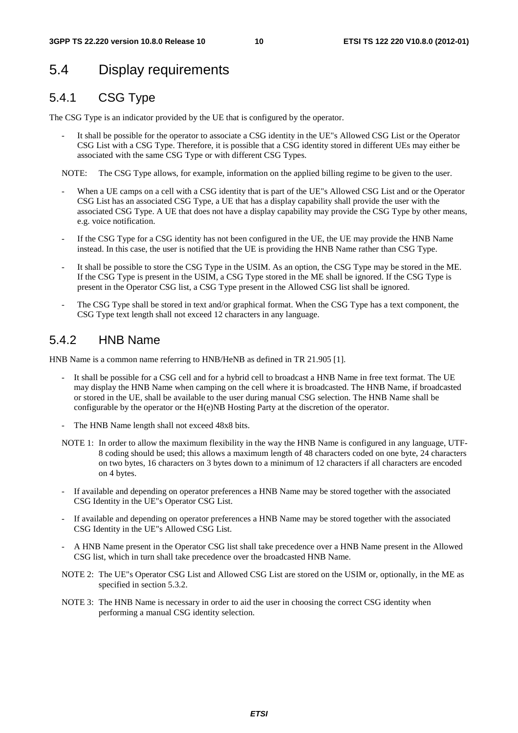## 5.4 Display requirements

### 5.4.1 CSG Type

The CSG Type is an indicator provided by the UE that is configured by the operator.

- It shall be possible for the operator to associate a CSG identity in the UE"s Allowed CSG List or the Operator CSG List with a CSG Type. Therefore, it is possible that a CSG identity stored in different UEs may either be associated with the same CSG Type or with different CSG Types.

NOTE: The CSG Type allows, for example, information on the applied billing regime to be given to the user.

- When a UE camps on a cell with a CSG identity that is part of the UE"s Allowed CSG List and or the Operator CSG List has an associated CSG Type, a UE that has a display capability shall provide the user with the associated CSG Type. A UE that does not have a display capability may provide the CSG Type by other means, e.g. voice notification.
- If the CSG Type for a CSG identity has not been configured in the UE, the UE may provide the HNB Name instead. In this case, the user is notified that the UE is providing the HNB Name rather than CSG Type.
- It shall be possible to store the CSG Type in the USIM. As an option, the CSG Type may be stored in the ME. If the CSG Type is present in the USIM, a CSG Type stored in the ME shall be ignored. If the CSG Type is present in the Operator CSG list, a CSG Type present in the Allowed CSG list shall be ignored.
- The CSG Type shall be stored in text and/or graphical format. When the CSG Type has a text component, the CSG Type text length shall not exceed 12 characters in any language.

### 5.4.2 HNB Name

HNB Name is a common name referring to HNB/HeNB as defined in TR 21.905 [1].

- It shall be possible for a CSG cell and for a hybrid cell to broadcast a HNB Name in free text format. The UE may display the HNB Name when camping on the cell where it is broadcasted. The HNB Name, if broadcasted or stored in the UE, shall be available to the user during manual CSG selection. The HNB Name shall be configurable by the operator or the H(e)NB Hosting Party at the discretion of the operator.
- The HNB Name length shall not exceed 48x8 bits.

NOTE 1: In order to allow the maximum flexibility in the way the HNB Name is configured in any language, UTF-8 coding should be used; this allows a maximum length of 48 characters coded on one byte, 24 characters on two bytes, 16 characters on 3 bytes down to a minimum of 12 characters if all characters are encoded on 4 bytes.

- If available and depending on operator preferences a HNB Name may be stored together with the associated CSG Identity in the UE"s Operator CSG List.
- If available and depending on operator preferences a HNB Name may be stored together with the associated CSG Identity in the UE"s Allowed CSG List.
- A HNB Name present in the Operator CSG list shall take precedence over a HNB Name present in the Allowed CSG list, which in turn shall take precedence over the broadcasted HNB Name.

NOTE 2: The UE"s Operator CSG List and Allowed CSG List are stored on the USIM or, optionally, in the ME as specified in section 5.3.2.

NOTE 3: The HNB Name is necessary in order to aid the user in choosing the correct CSG identity when performing a manual CSG identity selection.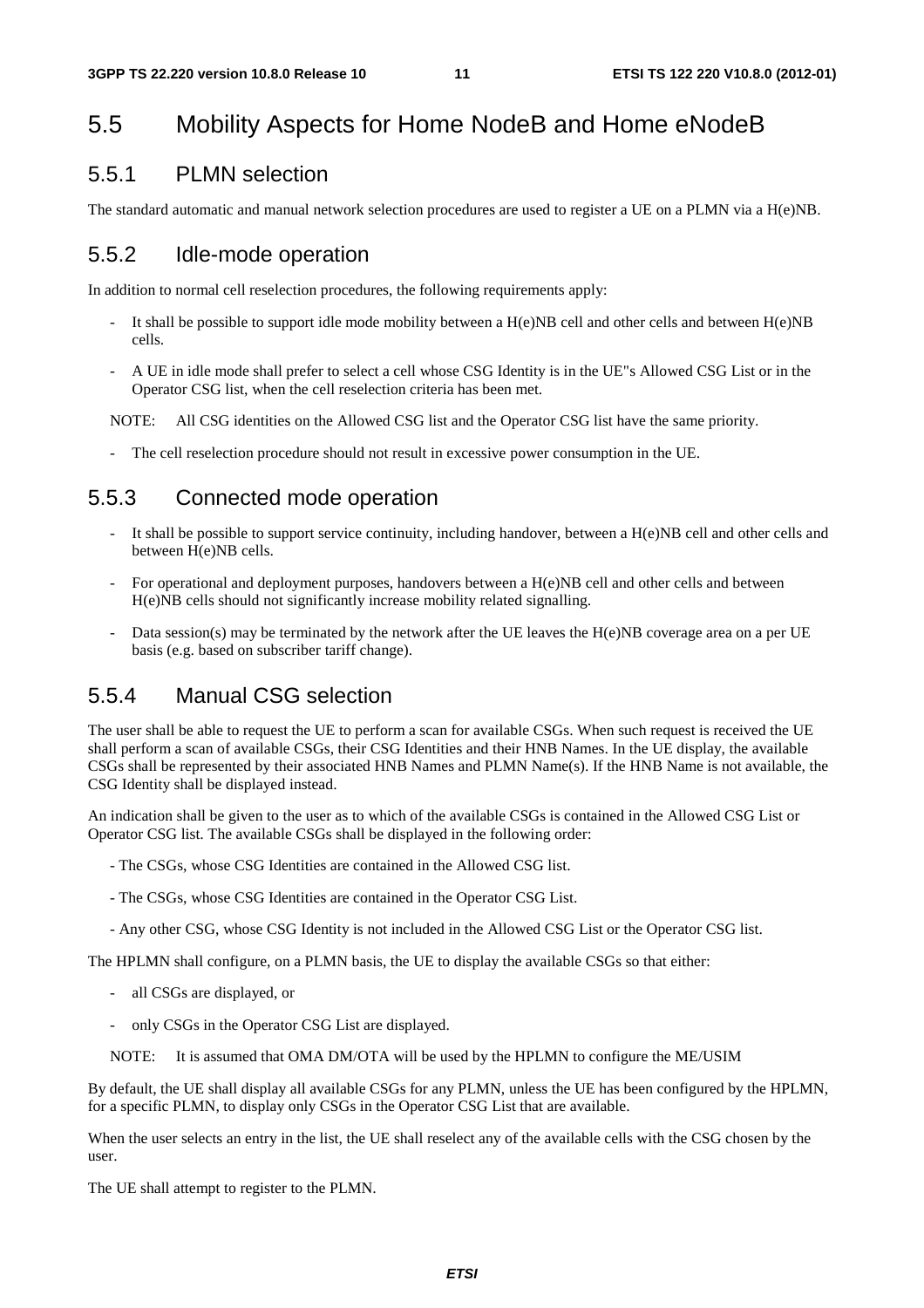## 5.5 Mobility Aspects for Home NodeB and Home eNodeB

### 5.5.1 PLMN selection

The standard automatic and manual network selection procedures are used to register a UE on a PLMN via a H(e)NB.

### 5.5.2 Idle-mode operation

In addition to normal cell reselection procedures, the following requirements apply:

- It shall be possible to support idle mode mobility between a H(e)NB cell and other cells and between H(e)NB cells.
- A UE in idle mode shall prefer to select a cell whose CSG Identity is in the UE"s Allowed CSG List or in the Operator CSG list, when the cell reselection criteria has been met.

NOTE: All CSG identities on the Allowed CSG list and the Operator CSG list have the same priority.

- The cell reselection procedure should not result in excessive power consumption in the UE.

### 5.5.3 Connected mode operation

- It shall be possible to support service continuity, including handover, between a H(e)NB cell and other cells and between H(e)NB cells.
- For operational and deployment purposes, handovers between a H(e)NB cell and other cells and between H(e)NB cells should not significantly increase mobility related signalling.
- Data session(s) may be terminated by the network after the UE leaves the H(e)NB coverage area on a per UE basis (e.g. based on subscriber tariff change).

### 5.5.4 Manual CSG selection

The user shall be able to request the UE to perform a scan for available CSGs. When such request is received the UE shall perform a scan of available CSGs, their CSG Identities and their HNB Names. In the UE display, the available CSGs shall be represented by their associated HNB Names and PLMN Name(s). If the HNB Name is not available, the CSG Identity shall be displayed instead.

An indication shall be given to the user as to which of the available CSGs is contained in the Allowed CSG List or Operator CSG list. The available CSGs shall be displayed in the following order:

- The CSGs, whose CSG Identities are contained in the Allowed CSG list.
- The CSGs, whose CSG Identities are contained in the Operator CSG List.
- Any other CSG, whose CSG Identity is not included in the Allowed CSG List or the Operator CSG list.

The HPLMN shall configure, on a PLMN basis, the UE to display the available CSGs so that either:

- all CSGs are displayed, or
- only CSGs in the Operator CSG List are displayed.

NOTE: It is assumed that OMA DM/OTA will be used by the HPLMN to configure the ME/USIM

By default, the UE shall display all available CSGs for any PLMN, unless the UE has been configured by the HPLMN, for a specific PLMN, to display only CSGs in the Operator CSG List that are available.

When the user selects an entry in the list, the UE shall reselect any of the available cells with the CSG chosen by the user.

The UE shall attempt to register to the PLMN.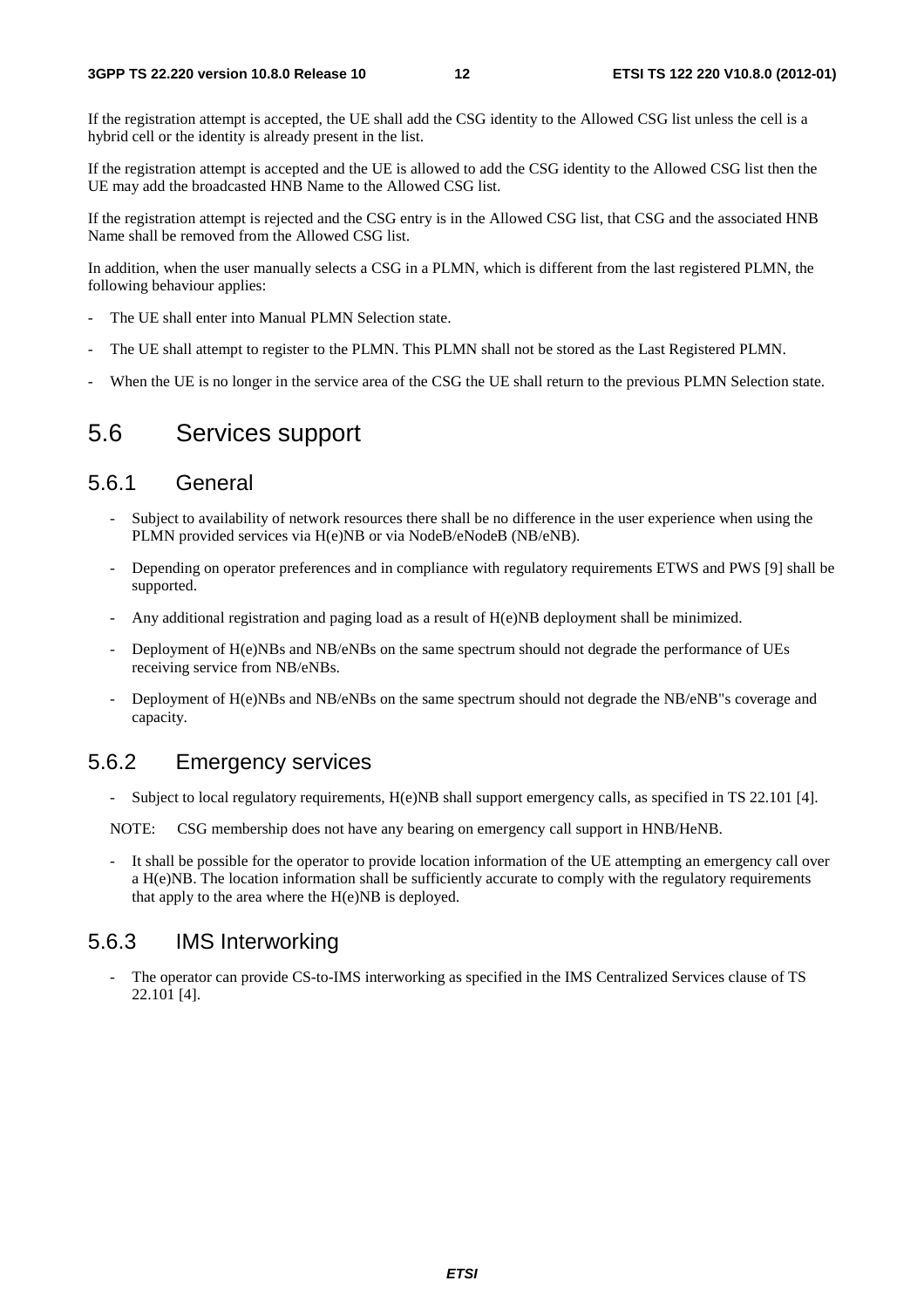If the registration attempt is accepted, the UE shall add the CSG identity to the Allowed CSG list unless the cell is a hybrid cell or the identity is already present in the list.

If the registration attempt is accepted and the UE is allowed to add the CSG identity to the Allowed CSG list then the UE may add the broadcasted HNB Name to the Allowed CSG list.

If the registration attempt is rejected and the CSG entry is in the Allowed CSG list, that CSG and the associated HNB Name shall be removed from the Allowed CSG list.

In addition, when the user manually selects a CSG in a PLMN, which is different from the last registered PLMN, the following behaviour applies:

- The UE shall enter into Manual PLMN Selection state.
- The UE shall attempt to register to the PLMN. This PLMN shall not be stored as the Last Registered PLMN.
- When the UE is no longer in the service area of the CSG the UE shall return to the previous PLMN Selection state.

# 5.6 Services support

## 5.6.1 General

- Subject to availability of network resources there shall be no difference in the user experience when using the PLMN provided services via H(e)NB or via NodeB/eNodeB (NB/eNB).
- Depending on operator preferences and in compliance with regulatory requirements ETWS and PWS [9] shall be supported.
- Any additional registration and paging load as a result of H(e)NB deployment shall be minimized.
- Deployment of H(e)NBs and NB/eNBs on the same spectrum should not degrade the performance of UEs receiving service from NB/eNBs.
- Deployment of H(e)NBs and NB/eNBs on the same spectrum should not degrade the NB/eNB"s coverage and capacity.

## 5.6.2 Emergency services

- Subject to local regulatory requirements, H(e)NB shall support emergency calls, as specified in TS 22.101 [4].

NOTE: CSG membership does not have any bearing on emergency call support in HNB/HeNB.

- It shall be possible for the operator to provide location information of the UE attempting an emergency call over a H(e)NB. The location information shall be sufficiently accurate to comply with the regulatory requirements that apply to the area where the H(e)NB is deployed.

## 5.6.3 IMS Interworking

- The operator can provide CS-to-IMS interworking as specified in the IMS Centralized Services clause of TS 22.101 [4].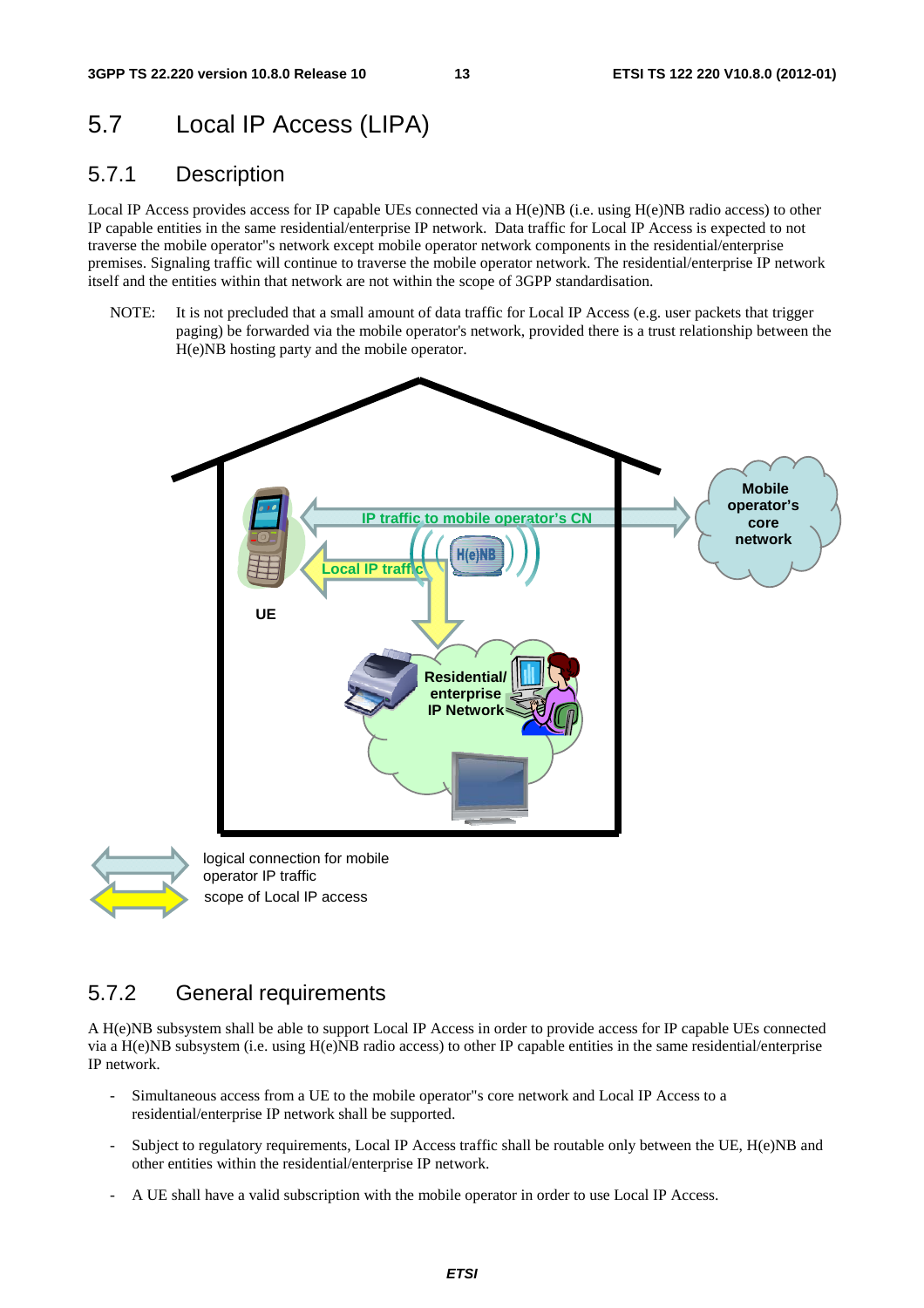## 5.7 Local IP Access (LIPA)

### 5.7.1 Description

Local IP Access provides access for IP capable UEs connected via a H(e)NB (i.e. using H(e)NB radio access) to other IP capable entities in the same residential/enterprise IP network. Data traffic for Local IP Access is expected to not traverse the mobile operator''s network except mobile operator network components in the residential/enterprise premises. Signaling traffic will continue to traverse the mobile operator network. The residential/enterprise IP network itself and the entities within that network are not within the scope of 3GPP standardisation.

NOTE: It is not precluded that a small amount of data traffic for Local IP Access (e.g. user packets that trigger paging) be forwarded via the mobile operator's network, provided there is a trust relationship between the H(e)NB hosting party and the mobile operator.

IP traffic to mobile operator's CN

Mobile operator's core network

H(e)NB

Local IP traffic

UE

Residential/ enterprise IP Network

logical connection for mobile operator IP traffic

scope of Local IP access

### 5.7.2 General requirements

A H(e)NB subsystem shall be able to support Local IP Access in order to provide access for IP capable UEs connected via a H(e)NB subsystem (i.e. using H(e)NB radio access) to other IP capable entities in the same residential/enterprise IP network.

- Simultaneous access from a UE to the mobile operator''s core network and Local IP Access to a residential/enterprise IP network shall be supported.
- Subject to regulatory requirements, Local IP Access traffic shall be routable only between the UE, H(e)NB and other entities within the residential/enterprise IP network.
- A UE shall have a valid subscription with the mobile operator in order to use Local IP Access.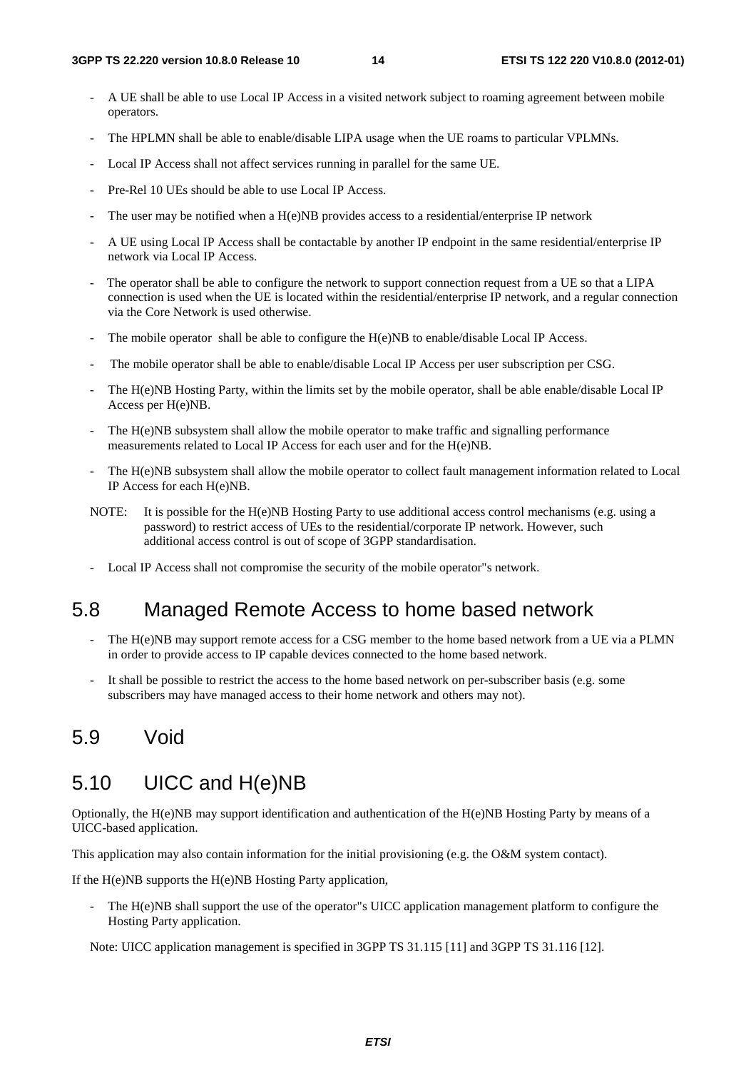- A UE shall be able to use Local IP Access in a visited network subject to roaming agreement between mobile operators.

- The HPLMN shall be able to enable/disable LIPA usage when the UE roams to particular VPLMNs.

- Local IP Access shall not affect services running in parallel for the same UE.

- Pre-Rel 10 UEs should be able to use Local IP Access.

- The user may be notified when a H(e)NB provides access to a residential/enterprise IP network

- A UE using Local IP Access shall be contactable by another IP endpoint in the same residential/enterprise IP network via Local IP Access.

- The operator shall be able to configure the network to support connection request from a UE so that a LIPA connection is used when the UE is located within the residential/enterprise IP network, and a regular connection via the Core Network is used otherwise.

- The mobile operator shall be able to configure the H(e)NB to enable/disable Local IP Access.

- The mobile operator shall be able to enable/disable Local IP Access per user subscription per CSG.

- The H(e)NB Hosting Party, within the limits set by the mobile operator, shall be able enable/disable Local IP Access per H(e)NB.

- The H(e)NB subsystem shall allow the mobile operator to make traffic and signalling performance measurements related to Local IP Access for each user and for the H(e)NB.

- The H(e)NB subsystem shall allow the mobile operator to collect fault management information related to Local IP Access for each H(e)NB.

NOTE: It is possible for the H(e)NB Hosting Party to use additional access control mechanisms (e.g. using a password) to restrict access of UEs to the residential/corporate IP network. However, such additional access control is out of scope of 3GPP standardisation.

- Local IP Access shall not compromise the security of the mobile operator"s network.

## 5.8 Managed Remote Access to home based network

- The H(e)NB may support remote access for a CSG member to the home based network from a UE via a PLMN in order to provide access to IP capable devices connected to the home based network.

- It shall be possible to restrict the access to the home based network on per-subscriber basis (e.g. some subscribers may have managed access to their home network and others may not).

## 5.9 Void

## 5.10 UICC and H(e)NB

Optionally, the H(e)NB may support identification and authentication of the H(e)NB Hosting Party by means of a UICC-based application.

This application may also contain information for the initial provisioning (e.g. the O&M system contact).

If the H(e)NB supports the H(e)NB Hosting Party application,

- The H(e)NB shall support the use of the operator"s UICC application management platform to configure the Hosting Party application.

Note: UICC application management is specified in 3GPP TS 31.115 [11] and 3GPP TS 31.116 [12].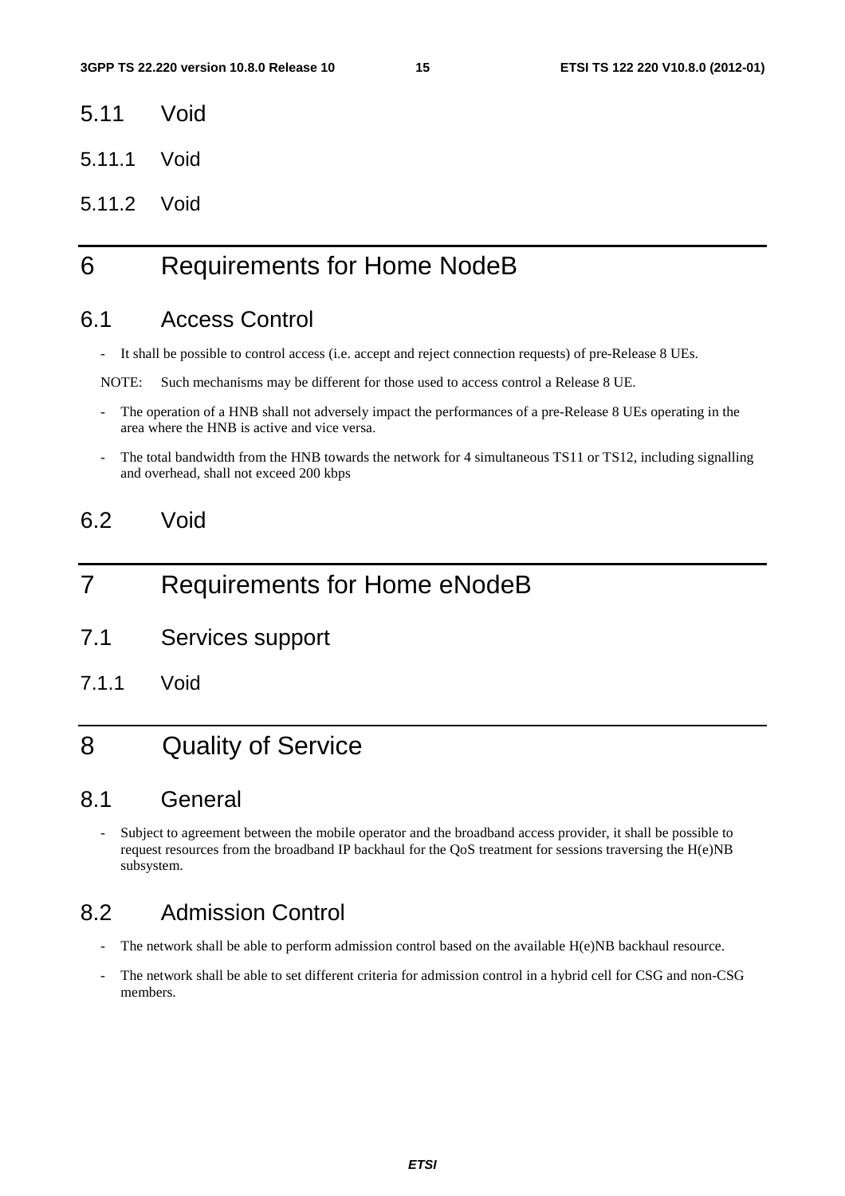## 5.11 Void

### 5.11.1 Void

### 5.11.2 Void

# 6 Requirements for Home NodeB

## 6.1 Access Control

- It shall be possible to control access (i.e. accept and reject connection requests) of pre-Release 8 UEs.

NOTE: Such mechanisms may be different for those used to access control a Release 8 UE.

- The operation of a HNB shall not adversely impact the performances of a pre-Release 8 UEs operating in the area where the HNB is active and vice versa.
- The total bandwidth from the HNB towards the network for 4 simultaneous TS11 or TS12, including signalling and overhead, shall not exceed 200 kbps

## 6.2 Void

# 7 Requirements for Home eNodeB

## 7.1 Services support

### 7.1.1 Void

# 8 Quality of Service

## 8.1 General

- Subject to agreement between the mobile operator and the broadband access provider, it shall be possible to request resources from the broadband IP backhaul for the QoS treatment for sessions traversing the H(e)NB subsystem.

## 8.2 Admission Control

- The network shall be able to perform admission control based on the available H(e)NB backhaul resource.
- The network shall be able to set different criteria for admission control in a hybrid cell for CSG and non-CSG members.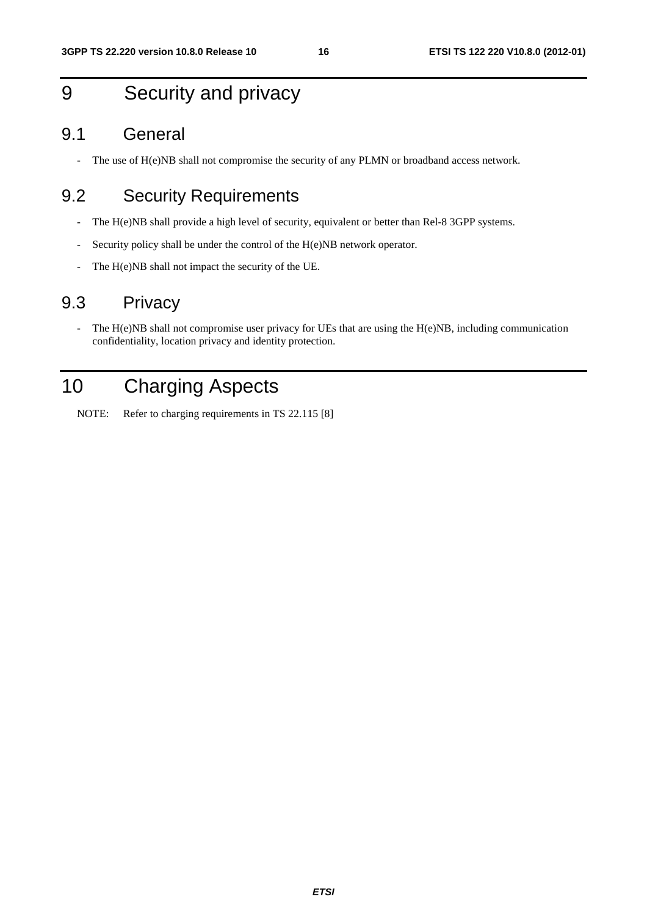# 9 Security and privacy

## 9.1 General

- The use of H(e)NB shall not compromise the security of any PLMN or broadband access network.

## 9.2 Security Requirements

- The H(e)NB shall provide a high level of security, equivalent or better than Rel-8 3GPP systems.
- Security policy shall be under the control of the H(e)NB network operator.
- The H(e)NB shall not impact the security of the UE.

## 9.3 Privacy

- The H(e)NB shall not compromise user privacy for UEs that are using the H(e)NB, including communication confidentiality, location privacy and identity protection.

# 10 Charging Aspects

NOTE: Refer to charging requirements in TS 22.115 [8]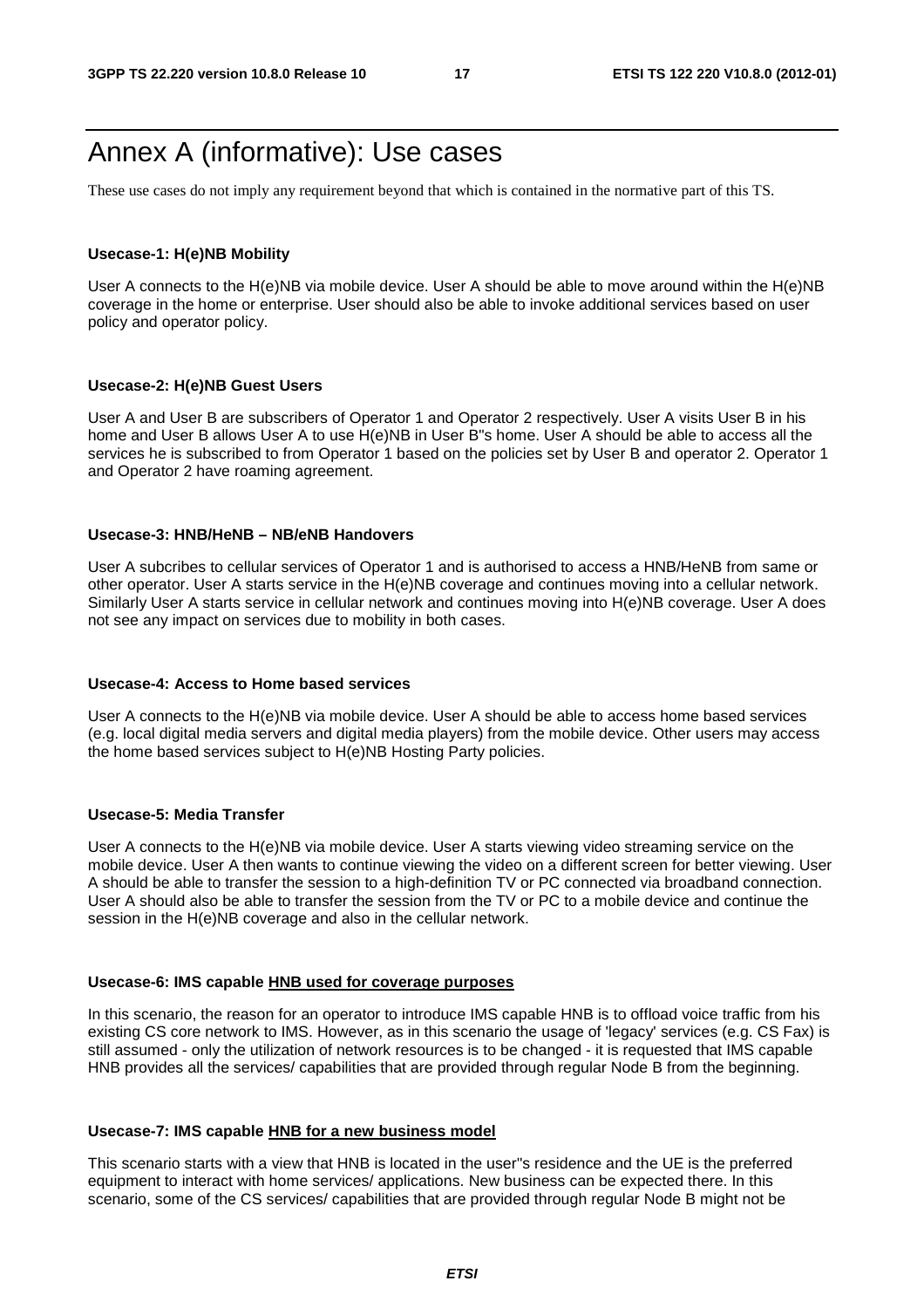# Annex A (informative): Use cases

These use cases do not imply any requirement beyond that which is contained in the normative part of this TS.

**Usecase-1: H(e)NB Mobility**

User A connects to the H(e)NB via mobile device. User A should be able to move around within the H(e)NB coverage in the home or enterprise. User should also be able to invoke additional services based on user policy and operator policy.

**Usecase-2: H(e)NB Guest Users**

User A and User B are subscribers of Operator 1 and Operator 2 respectively. User A visits User B in his home and User B allows User A to use H(e)NB in User B"s home. User A should be able to access all the services he is subscribed to from Operator 1 based on the policies set by User B and operator 2. Operator 1 and Operator 2 have roaming agreement.

**Usecase-3: HNB/HeNB – NB/eNB Handovers**

User A subcribes to cellular services of Operator 1 and is authorised to access a HNB/HeNB from same or other operator. User A starts service in the H(e)NB coverage and continues moving into a cellular network. Similarly User A starts service in cellular network and continues moving into H(e)NB coverage. User A does not see any impact on services due to mobility in both cases.

**Usecase-4: Access to Home based services**

User A connects to the H(e)NB via mobile device. User A should be able to access home based services (e.g. local digital media servers and digital media players) from the mobile device. Other users may access the home based services subject to H(e)NB Hosting Party policies.

**Usecase-5: Media Transfer**

User A connects to the H(e)NB via mobile device. User A starts viewing video streaming service on the mobile device. User A then wants to continue viewing the video on a different screen for better viewing. User A should be able to transfer the session to a high-definition TV or PC connected via broadband connection. User A should also be able to transfer the session from the TV or PC to a mobile device and continue the session in the H(e)NB coverage and also in the cellular network.

**Usecase-6: IMS capable <u>HNB used for coverage purposes</u>**

In this scenario, the reason for an operator to introduce IMS capable HNB is to offload voice traffic from his existing CS core network to IMS. However, as in this scenario the usage of 'legacy' services (e.g. CS Fax) is still assumed - only the utilization of network resources is to be changed - it is requested that IMS capable HNB provides all the services/ capabilities that are provided through regular Node B from the beginning.

**Usecase-7: IMS capable <u>HNB for a new business model</u>**

This scenario starts with a view that HNB is located in the user"s residence and the UE is the preferred equipment to interact with home services/ applications. New business can be expected there. In this scenario, some of the CS services/ capabilities that are provided through regular Node B might not be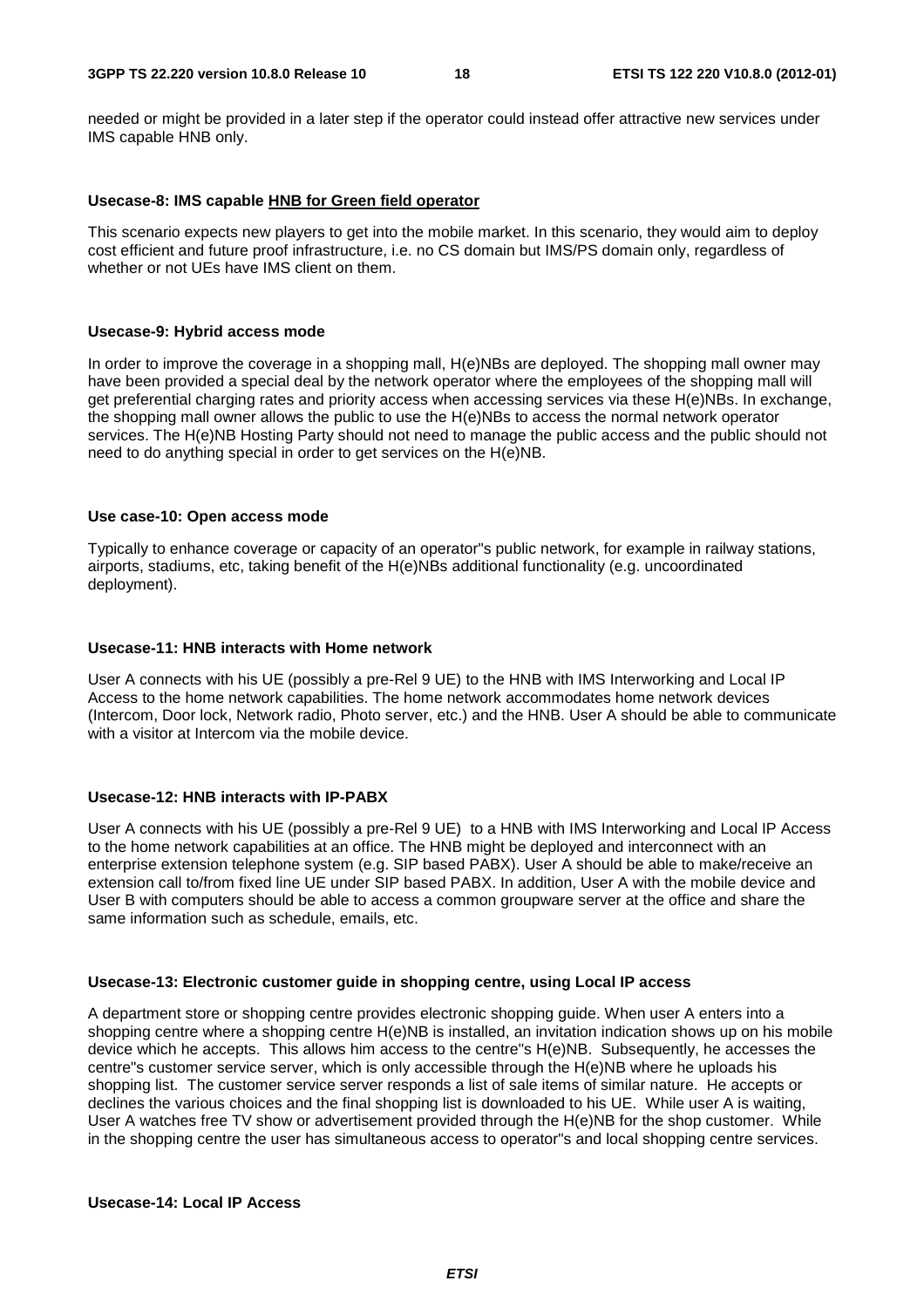needed or might be provided in a later step if the operator could instead offer attractive new services under IMS capable HNB only.

**Usecase-8: IMS capable HNB for Green field operator**

This scenario expects new players to get into the mobile market. In this scenario, they would aim to deploy cost efficient and future proof infrastructure, i.e. no CS domain but IMS/PS domain only, regardless of whether or not UEs have IMS client on them.

**Usecase-9: Hybrid access mode**

In order to improve the coverage in a shopping mall, H(e)NBs are deployed. The shopping mall owner may have been provided a special deal by the network operator where the employees of the shopping mall will get preferential charging rates and priority access when accessing services via these H(e)NBs. In exchange, the shopping mall owner allows the public to use the H(e)NBs to access the normal network operator services. The H(e)NB Hosting Party should not need to manage the public access and the public should not need to do anything special in order to get services on the H(e)NB.

**Use case-10: Open access mode**

Typically to enhance coverage or capacity of an operator"s public network, for example in railway stations, airports, stadiums, etc, taking benefit of the H(e)NBs additional functionality (e.g. uncoordinated deployment).

**Usecase-11: HNB interacts with Home network**

User A connects with his UE (possibly a pre-Rel 9 UE) to the HNB with IMS Interworking and Local IP Access to the home network capabilities. The home network accommodates home network devices (Intercom, Door lock, Network radio, Photo server, etc.) and the HNB. User A should be able to communicate with a visitor at Intercom via the mobile device.

**Usecase-12: HNB interacts with IP-PABX**

User A connects with his UE (possibly a pre-Rel 9 UE) to a HNB with IMS Interworking and Local IP Access to the home network capabilities at an office. The HNB might be deployed and interconnect with an enterprise extension telephone system (e.g. SIP based PABX). User A should be able to make/receive an extension call to/from fixed line UE under SIP based PABX. In addition, User A with the mobile device and User B with computers should be able to access a common groupware server at the office and share the same information such as schedule, emails, etc.

**Usecase-13: Electronic customer guide in shopping centre, using Local IP access**

A department store or shopping centre provides electronic shopping guide. When user A enters into a shopping centre where a shopping centre H(e)NB is installed, an invitation indication shows up on his mobile device which he accepts. This allows him access to the centre"s H(e)NB. Subsequently, he accesses the centre"s customer service server, which is only accessible through the H(e)NB where he uploads his shopping list. The customer service server responds a list of sale items of similar nature. He accepts or declines the various choices and the final shopping list is downloaded to his UE. While user A is waiting, User A watches free TV show or advertisement provided through the H(e)NB for the shop customer. While in the shopping centre the user has simultaneous access to operator"s and local shopping centre services.

**Usecase-14: Local IP Access**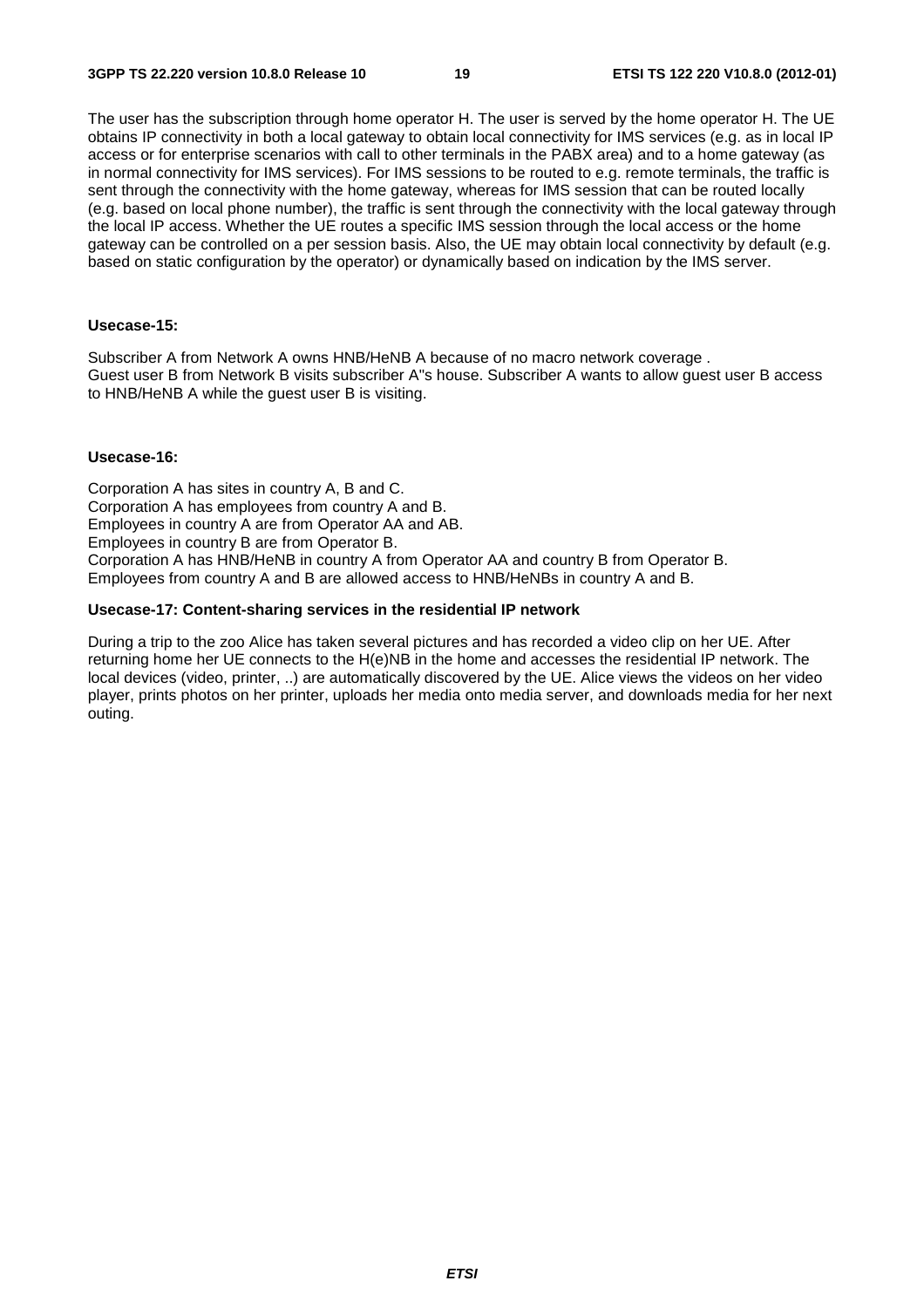The user has the subscription through home operator H. The user is served by the home operator H. The UE obtains IP connectivity in both a local gateway to obtain local connectivity for IMS services (e.g. as in local IP access or for enterprise scenarios with call to other terminals in the PABX area) and to a home gateway (as in normal connectivity for IMS services). For IMS sessions to be routed to e.g. remote terminals, the traffic is sent through the connectivity with the home gateway, whereas for IMS session that can be routed locally (e.g. based on local phone number), the traffic is sent through the connectivity with the local gateway through the local IP access. Whether the UE routes a specific IMS session through the local access or the home gateway can be controlled on a per session basis. Also, the UE may obtain local connectivity by default (e.g. based on static configuration by the operator) or dynamically based on indication by the IMS server.

**Usecase-15:**

Subscriber A from Network A owns HNB/HeNB A because of no macro network coverage .
Guest user B from Network B visits subscriber A"s house. Subscriber A wants to allow guest user B access to HNB/HeNB A while the guest user B is visiting.

**Usecase-16:**

Corporation A has sites in country A, B and C.
Corporation A has employees from country A and B.
Employees in country A are from Operator AA and AB.
Employees in country B are from Operator B.
Corporation A has HNB/HeNB in country A from Operator AA and country B from Operator B.
Employees from country A and B are allowed access to HNB/HeNBs in country A and B.

**Usecase-17: Content-sharing services in the residential IP network**

During a trip to the zoo Alice has taken several pictures and has recorded a video clip on her UE. After returning home her UE connects to the H(e)NB in the home and accesses the residential IP network. The local devices (video, printer, ..) are automatically discovered by the UE. Alice views the videos on her video player, prints photos on her printer, uploads her media onto media server, and downloads media for her next outing.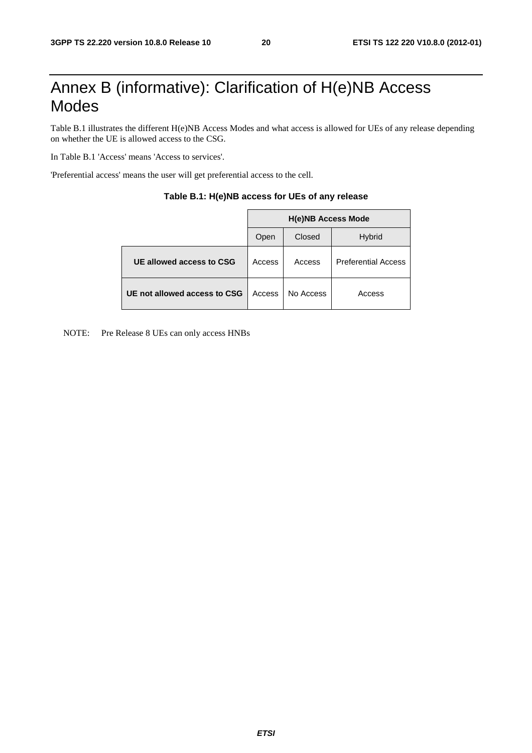# Annex B (informative): Clarification of H(e)NB Access Modes

Table B.1 illustrates the different H(e)NB Access Modes and what access is allowed for UEs of any release depending on whether the UE is allowed access to the CSG.

In Table B.1 'Access' means 'Access to services'.

'Preferential access' means the user will get preferential access to the cell.

**Table B.1: H(e)NB access for UEs of any release**

| | **H(e)NB Access Mode** | | |
|---|---|---|---|
| | Open | Closed | Hybrid |
| **UE allowed access to CSG** | Access | Access | Preferential Access |
| **UE not allowed access to CSG** | Access | No Access | Access |

NOTE: Pre Release 8 UEs can only access HNBs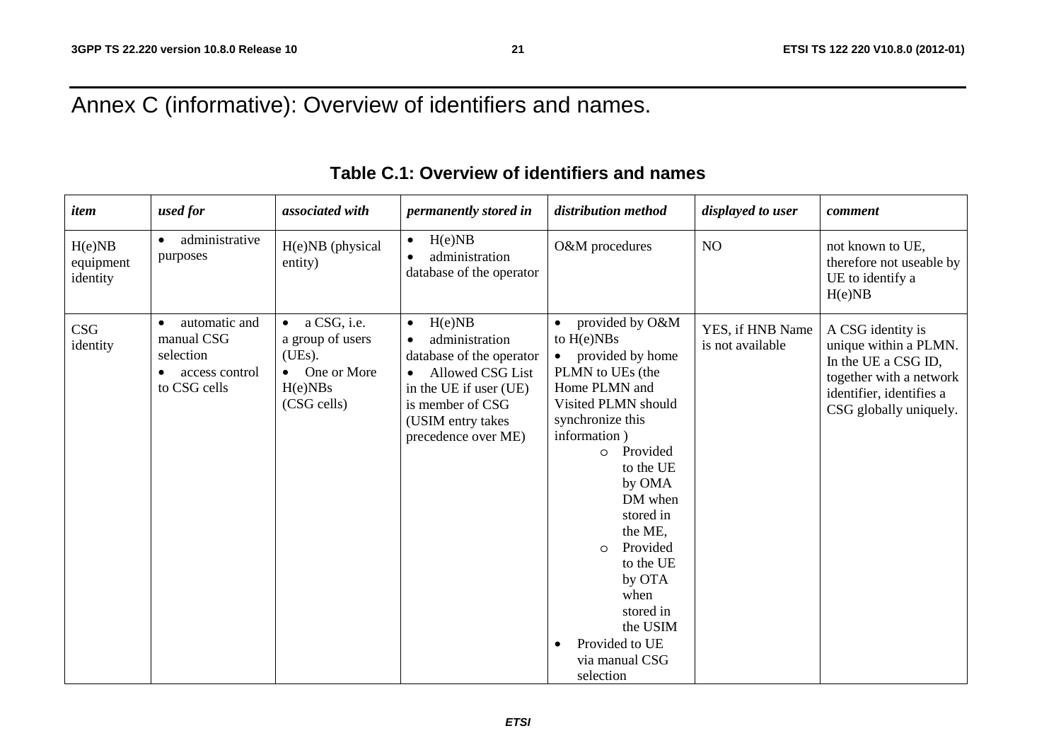# Annex C (informative): Overview of identifiers and names.

**Table C.1: Overview of identifiers and names**

| *item* | *used for* | *associated with* | *permanently stored in* | *distribution method* | *displayed to user* | *comment* |
|---|---|---|---|---|---|---|
| H(e)NB equipment identity | • administrative purposes | H(e)NB (physical entity) | • H(e)NB<br>• administration database of the operator | O&M procedures | NO | not known to UE, therefore not useable by UE to identify a H(e)NB |
| CSG identity | • automatic and manual CSG selection<br>• access control to CSG cells | • a CSG, i.e. a group of users (UEs).<br>• One or More H(e)NBs (CSG cells) | • H(e)NB<br>• administration database of the operator<br>• Allowed CSG List in the UE if user (UE) is member of CSG (USIM entry takes precedence over ME) | • provided by O&M to H(e)NBs<br>• provided by home PLMN to UEs (the Home PLMN and Visited PLMN should synchronize this information )<br>  o Provided to the UE by OMA DM when stored in the ME,<br>  o Provided to the UE by OTA when stored in the USIM<br>• Provided to UE via manual CSG selection | YES, if HNB Name is not available | A CSG identity is unique within a PLMN. In the UE a CSG ID, together with a network identifier, identifies a CSG globally uniquely. |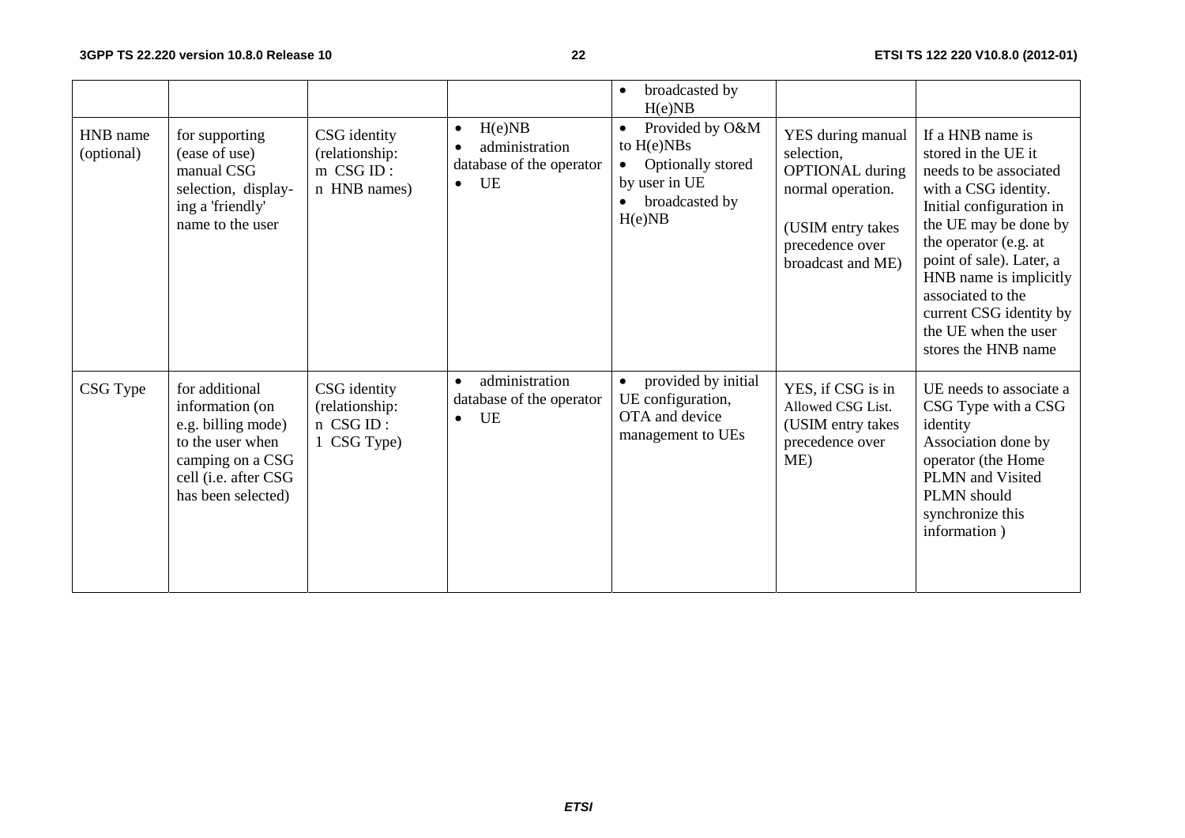| | | | | | | |
|---|---|---|---|---|---|---|
| | | | | • broadcasted by H(e)NB | | |
| HNB name (optional) | for supporting (ease of use) manual CSG selection, display-ing a 'friendly' name to the user | CSG identity (relationship: m CSG ID : n HNB names) | • H(e)NB<br>• administration database of the operator<br>• UE | • Provided by O&M to H(e)NBs<br>• Optionally stored by user in UE<br>• broadcasted by H(e)NB | YES during manual selection, OPTIONAL during normal operation.<br><br>(USIM entry takes precedence over broadcast and ME) | If a HNB name is stored in the UE it needs to be associated with a CSG identity. Initial configuration in the UE may be done by the operator (e.g. at point of sale). Later, a HNB name is implicitly associated to the current CSG identity by the UE when the user stores the HNB name |
| CSG Type | for additional information (on e.g. billing mode) to the user when camping on a CSG cell (i.e. after CSG has been selected) | CSG identity (relationship: n CSG ID : 1 CSG Type) | • administration database of the operator<br>• UE | • provided by initial UE configuration, OTA and device management to UEs | YES, if CSG is in Allowed CSG List. (USIM entry takes precedence over ME) | UE needs to associate a CSG Type with a CSG identity<br>Association done by operator (the Home PLMN and Visited PLMN should synchronize this information ) |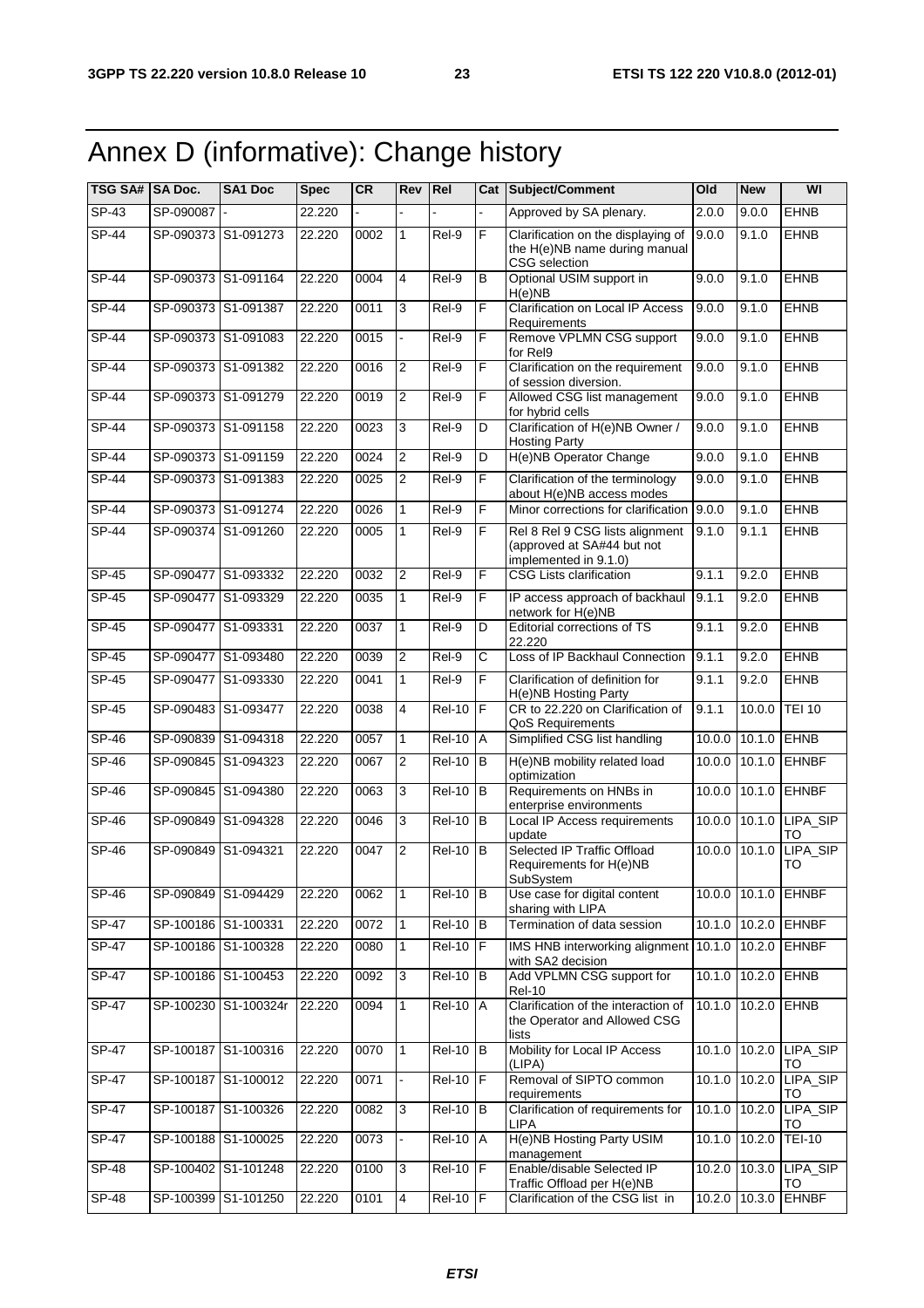# Annex D (informative): Change history

| TSG SA# | SA Doc. | SA1 Doc | Spec | CR | Rev | Rel | Cat | Subject/Comment | Old | New | WI |
|---|---|---|---|---|---|---|---|---|---|---|---|
| SP-43 | SP-090087 | - | 22.220 | - | - | - | - | Approved by SA plenary. | 2.0.0 | 9.0.0 | EHNB |
| SP-44 | SP-090373 | S1-091273 | 22.220 | 0002 | 1 | Rel-9 | F | Clarification on the displaying of the H(e)NB name during manual CSG selection | 9.0.0 | 9.1.0 | EHNB |
| SP-44 | SP-090373 | S1-091164 | 22.220 | 0004 | 4 | Rel-9 | B | Optional USIM support in H(e)NB | 9.0.0 | 9.1.0 | EHNB |
| SP-44 | SP-090373 | S1-091387 | 22.220 | 0011 | 3 | Rel-9 | F | Clarification on Local IP Access Requirements | 9.0.0 | 9.1.0 | EHNB |
| SP-44 | SP-090373 | S1-091083 | 22.220 | 0015 | - | Rel-9 | F | Remove VPLMN CSG support for Rel9 | 9.0.0 | 9.1.0 | EHNB |
| SP-44 | SP-090373 | S1-091382 | 22.220 | 0016 | 2 | Rel-9 | F | Clarification on the requirement of session diversion. | 9.0.0 | 9.1.0 | EHNB |
| SP-44 | SP-090373 | S1-091279 | 22.220 | 0019 | 2 | Rel-9 | F | Allowed CSG list management for hybrid cells | 9.0.0 | 9.1.0 | EHNB |
| SP-44 | SP-090373 | S1-091158 | 22.220 | 0023 | 3 | Rel-9 | D | Clarification of H(e)NB Owner / Hosting Party | 9.0.0 | 9.1.0 | EHNB |
| SP-44 | SP-090373 | S1-091159 | 22.220 | 0024 | 2 | Rel-9 | D | H(e)NB Operator Change | 9.0.0 | 9.1.0 | EHNB |
| SP-44 | SP-090373 | S1-091383 | 22.220 | 0025 | 2 | Rel-9 | F | Clarification of the terminology about H(e)NB access modes | 9.0.0 | 9.1.0 | EHNB |
| SP-44 | SP-090373 | S1-091274 | 22.220 | 0026 | 1 | Rel-9 | F | Minor corrections for clarification | 9.0.0 | 9.1.0 | EHNB |
| SP-44 | SP-090374 | S1-091260 | 22.220 | 0005 | 1 | Rel-9 | F | Rel 8 Rel 9 CSG lists alignment (approved at SA#44 but not implemented in 9.1.0) | 9.1.0 | 9.1.1 | EHNB |
| SP-45 | SP-090477 | S1-093332 | 22.220 | 0032 | 2 | Rel-9 | F | CSG Lists clarification | 9.1.1 | 9.2.0 | EHNB |
| SP-45 | SP-090477 | S1-093329 | 22.220 | 0035 | 1 | Rel-9 | F | IP access approach of backhaul network for H(e)NB | 9.1.1 | 9.2.0 | EHNB |
| SP-45 | SP-090477 | S1-093331 | 22.220 | 0037 | 1 | Rel-9 | D | Editorial corrections of TS 22.220 | 9.1.1 | 9.2.0 | EHNB |
| SP-45 | SP-090477 | S1-093480 | 22.220 | 0039 | 2 | Rel-9 | C | Loss of IP Backhaul Connection | 9.1.1 | 9.2.0 | EHNB |
| SP-45 | SP-090477 | S1-093330 | 22.220 | 0041 | 1 | Rel-9 | F | Clarification of definition for H(e)NB Hosting Party | 9.1.1 | 9.2.0 | EHNB |
| SP-45 | SP-090483 | S1-093477 | 22.220 | 0038 | 4 | Rel-10 | F | CR to 22.220 on Clarification of QoS Requirements | 9.1.1 | 10.0.0 | TEI 10 |
| SP-46 | SP-090839 | S1-094318 | 22.220 | 0057 | 1 | Rel-10 | A | Simplified CSG list handling | 10.0.0 | 10.1.0 | EHNB |
| SP-46 | SP-090845 | S1-094323 | 22.220 | 0067 | 2 | Rel-10 | B | H(e)NB mobility related load optimization | 10.0.0 | 10.1.0 | EHNBF |
| SP-46 | SP-090845 | S1-094380 | 22.220 | 0063 | 3 | Rel-10 | B | Requirements on HNBs in enterprise environments | 10.0.0 | 10.1.0 | EHNBF |
| SP-46 | SP-090849 | S1-094328 | 22.220 | 0046 | 3 | Rel-10 | B | Local IP Access requirements update | 10.0.0 | 10.1.0 | LIPA_SIPTO |
| SP-46 | SP-090849 | S1-094321 | 22.220 | 0047 | 2 | Rel-10 | B | Selected IP Traffic Offload Requirements for H(e)NB SubSystem | 10.0.0 | 10.1.0 | LIPA_SIPTO |
| SP-46 | SP-090849 | S1-094429 | 22.220 | 0062 | 1 | Rel-10 | B | Use case for digital content sharing with LIPA | 10.0.0 | 10.1.0 | EHNBF |
| SP-47 | SP-100186 | S1-100331 | 22.220 | 0072 | 1 | Rel-10 | B | Termination of data session | 10.1.0 | 10.2.0 | EHNBF |
| SP-47 | SP-100186 | S1-100328 | 22.220 | 0080 | 1 | Rel-10 | F | IMS HNB interworking alignment with SA2 decision | 10.1.0 | 10.2.0 | EHNBF |
| SP-47 | SP-100186 | S1-100453 | 22.220 | 0092 | 3 | Rel-10 | B | Add VPLMN CSG support for Rel-10 | 10.1.0 | 10.2.0 | EHNB |
| SP-47 | SP-100230 | S1-100324r | 22.220 | 0094 | 1 | Rel-10 | A | Clarification of the interaction of the Operator and Allowed CSG lists | 10.1.0 | 10.2.0 | EHNB |
| SP-47 | SP-100187 | S1-100316 | 22.220 | 0070 | 1 | Rel-10 | B | Mobility for Local IP Access (LIPA) | 10.1.0 | 10.2.0 | LIPA_SIPTO |
| SP-47 | SP-100187 | S1-100012 | 22.220 | 0071 | - | Rel-10 | F | Removal of SIPTO common requirements | 10.1.0 | 10.2.0 | LIPA_SIPTO |
| SP-47 | SP-100187 | S1-100326 | 22.220 | 0082 | 3 | Rel-10 | B | Clarification of requirements for LIPA | 10.1.0 | 10.2.0 | LIPA_SIPTO |
| SP-47 | SP-100188 | S1-100025 | 22.220 | 0073 | - | Rel-10 | A | H(e)NB Hosting Party USIM management | 10.1.0 | 10.2.0 | TEI-10 |
| SP-48 | SP-100402 | S1-101248 | 22.220 | 0100 | 3 | Rel-10 | F | Enable/disable Selected IP Traffic Offload per H(e)NB | 10.2.0 | 10.3.0 | LIPA_SIPTO |
| SP-48 | SP-100399 | S1-101250 | 22.220 | 0101 | 4 | Rel-10 | F | Clarification of the CSG list in | 10.2.0 | 10.3.0 | EHNBF |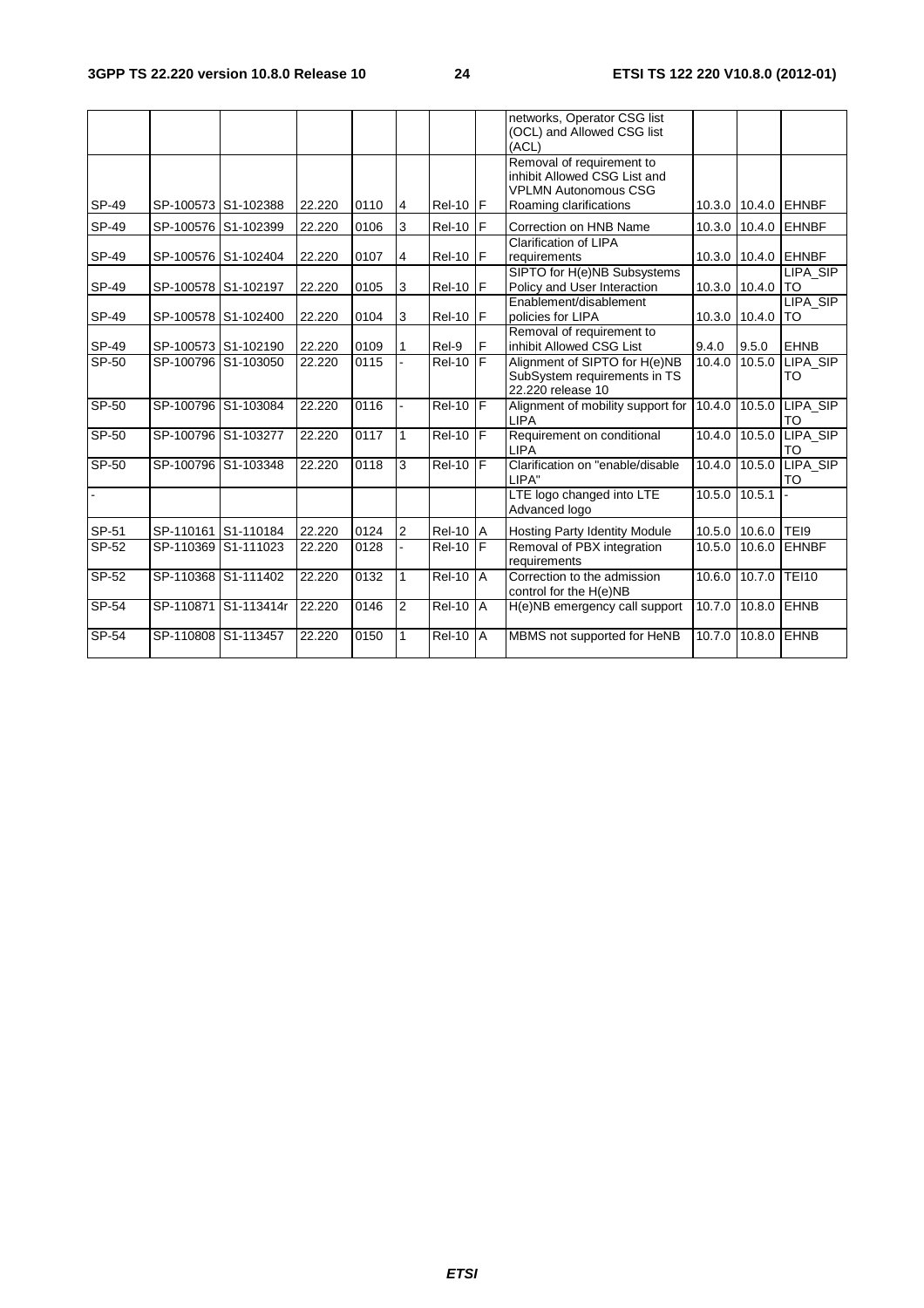| | | | | | | | | | | | |
|---|---|---|---|---|---|---|---|---|---|---|---|
| | | | | | | | | networks, Operator CSG list (OCL) and Allowed CSG list (ACL) | | | |
| SP-49 | SP-100573 | S1-102388 | 22.220 | 0110 | 4 | Rel-10 | F | Removal of requirement to inhibit Allowed CSG List and VPLMN Autonomous CSG Roaming clarifications | 10.3.0 | 10.4.0 | EHNBF |
| SP-49 | SP-100576 | S1-102399 | 22.220 | 0106 | 3 | Rel-10 | F | Correction on HNB Name | 10.3.0 | 10.4.0 | EHNBF |
| SP-49 | SP-100576 | S1-102404 | 22.220 | 0107 | 4 | Rel-10 | F | Clarification of LIPA requirements | 10.3.0 | 10.4.0 | EHNBF |
| SP-49 | SP-100578 | S1-102197 | 22.220 | 0105 | 3 | Rel-10 | F | SIPTO for H(e)NB Subsystems Policy and User Interaction | 10.3.0 | 10.4.0 | LIPA_SIPTO |
| SP-49 | SP-100578 | S1-102400 | 22.220 | 0104 | 3 | Rel-10 | F | Enablement/disablement policies for LIPA | 10.3.0 | 10.4.0 | LIPA_SIPTO |
| SP-49 | SP-100573 | S1-102190 | 22.220 | 0109 | 1 | Rel-9 | F | Removal of requirement to inhibit Allowed CSG List | 9.4.0 | 9.5.0 | EHNB |
| SP-50 | SP-100796 | S1-103050 | 22.220 | 0115 | - | Rel-10 | F | Alignment of SIPTO for H(e)NB SubSystem requirements in TS 22.220 release 10 | 10.4.0 | 10.5.0 | LIPA_SIPTO |
| SP-50 | SP-100796 | S1-103084 | 22.220 | 0116 | - | Rel-10 | F | Alignment of mobility support for LIPA | 10.4.0 | 10.5.0 | LIPA_SIPTO |
| SP-50 | SP-100796 | S1-103277 | 22.220 | 0117 | 1 | Rel-10 | F | Requirement on conditional LIPA | 10.4.0 | 10.5.0 | LIPA_SIPTO |
| SP-50 | SP-100796 | S1-103348 | 22.220 | 0118 | 3 | Rel-10 | F | Clarification on "enable/disable LIPA" | 10.4.0 | 10.5.0 | LIPA_SIPTO |
| - | | | | | | | | LTE logo changed into LTE Advanced logo | 10.5.0 | 10.5.1 | - |
| SP-51 | SP-110161 | S1-110184 | 22.220 | 0124 | 2 | Rel-10 | A | Hosting Party Identity Module | 10.5.0 | 10.6.0 | TEI9 |
| SP-52 | SP-110369 | S1-111023 | 22.220 | 0128 | - | Rel-10 | F | Removal of PBX integration requirements | 10.5.0 | 10.6.0 | EHNBF |
| SP-52 | SP-110368 | S1-111402 | 22.220 | 0132 | 1 | Rel-10 | A | Correction to the admission control for the H(e)NB | 10.6.0 | 10.7.0 | TEI10 |
| SP-54 | SP-110871 | S1-113414r | 22.220 | 0146 | 2 | Rel-10 | A | H(e)NB emergency call support | 10.7.0 | 10.8.0 | EHNB |
| SP-54 | SP-110808 | S1-113457 | 22.220 | 0150 | 1 | Rel-10 | A | MBMS not supported for HeNB | 10.7.0 | 10.8.0 | EHNB |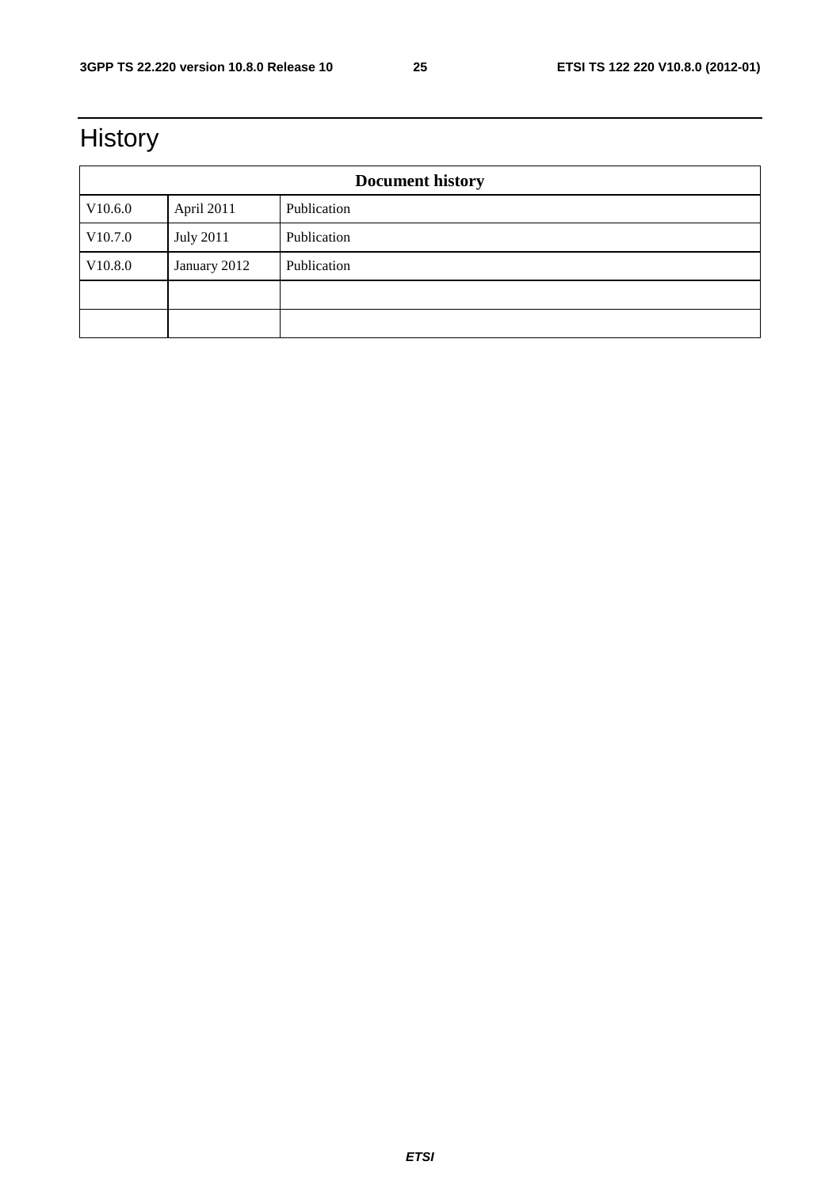# History

| Document history | | |
|---|---|---|
| V10.6.0 | April 2011 | Publication |
| V10.7.0 | July 2011 | Publication |
| V10.8.0 | January 2012 | Publication |
| | | |
| | | |